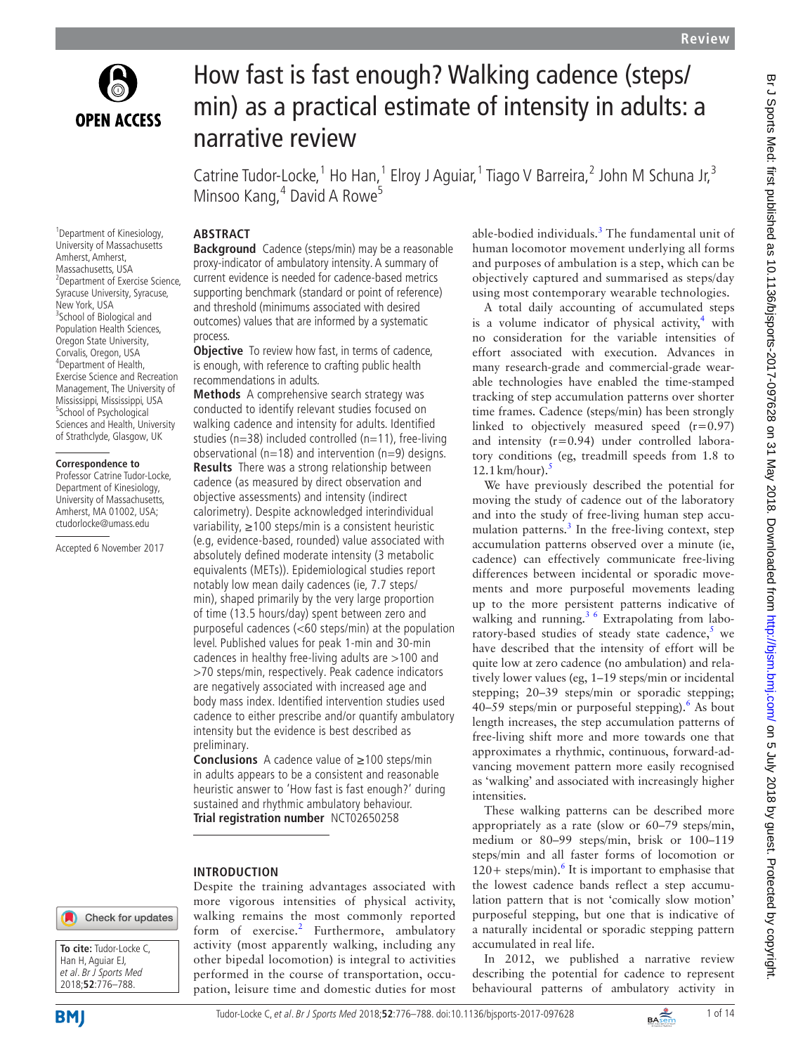# How fast is fast enough? Walking cadence (steps/min) as a practical estimate of intensity in adults: a narrative review

Catrine Tudor-Locke,[1] Ho Han,[1] Elroy J Aguiar,[1] Tiago V Barreira,[2] John M Schuna Jr,[3] Minsoo Kang,[4] David A Rowe[5]

[1]Department of Kinesiology, University of Massachusetts Amherst, Amherst, Massachusetts, USA
[2]Department of Exercise Science, Syracuse University, Syracuse, New York, USA
[3]School of Biological and Population Health Sciences, Oregon State University, Corvalis, Oregon, USA
[4]Department of Health, Exercise Science and Recreation Management, The University of Mississippi, Mississippi, USA
[5]School of Psychological Sciences and Health, University of Strathclyde, Glasgow, UK

**Correspondence to**
Professor Catrine Tudor-Locke, Department of Kinesiology, University of Massachusetts, Amherst, MA 01002, USA; ctudorlocke@umass.edu

Accepted 6 November 2017

**To cite:** Tudor-Locke C, Han H, Aguiar EJ, *et al*. *Br J Sports Med* 2018;**52**:776–788.

## ABSTRACT

**Background** Cadence (steps/min) may be a reasonable proxy-indicator of ambulatory intensity. A summary of current evidence is needed for cadence-based metrics supporting benchmark (standard or point of reference) and threshold (minimums associated with desired outcomes) values that are informed by a systematic process.

**Objective** To review how fast, in terms of cadence, is enough, with reference to crafting public health recommendations in adults.

**Methods** A comprehensive search strategy was conducted to identify relevant studies focused on walking cadence and intensity for adults. Identified studies (n=38) included controlled (n=11), free-living observational (n=18) and intervention (n=9) designs.

**Results** There was a strong relationship between cadence (as measured by direct observation and objective assessments) and intensity (indirect calorimetry). Despite acknowledged interindividual variability, ≥100 steps/min is a consistent heuristic (e.g, evidence-based, rounded) value associated with absolutely defined moderate intensity (3 metabolic equivalents (METs)). Epidemiological studies report notably low mean daily cadences (ie, 7.7 steps/min), shaped primarily by the very large proportion of time (13.5 hours/day) spent between zero and purposeful cadences (<60 steps/min) at the population level. Published values for peak 1-min and 30-min cadences in healthy free-living adults are >100 and >70 steps/min, respectively. Peak cadence indicators are negatively associated with increased age and body mass index. Identified intervention studies used cadence to either prescribe and/or quantify ambulatory intensity but the evidence is best described as preliminary.

**Conclusions** A cadence value of ≥100 steps/min in adults appears to be a consistent and reasonable heuristic answer to 'How fast is fast enough?' during sustained and rhythmic ambulatory behaviour.

**Trial registration number** NCT02650258

## INTRODUCTION

Despite the training advantages associated with more vigorous intensities of physical activity, walking remains the most commonly reported form of exercise.[2] Furthermore, ambulatory activity (most apparently walking, including any other bipedal locomotion) is integral to activities performed in the course of transportation, occupation, leisure time and domestic duties for most able-bodied individuals.[3] The fundamental unit of human locomotor movement underlying all forms and purposes of ambulation is a step, which can be objectively captured and summarised as steps/day using most contemporary wearable technologies.

A total daily accounting of accumulated steps is a volume indicator of physical activity,[4] with no consideration for the variable intensities of effort associated with execution. Advances in many research-grade and commercial-grade wearable technologies have enabled the time-stamped tracking of step accumulation patterns over shorter time frames. Cadence (steps/min) has been strongly linked to objectively measured speed (r=0.97) and intensity (r=0.94) under controlled laboratory conditions (eg, treadmill speeds from 1.8 to 12.1 km/hour).[5]

We have previously described the potential for moving the study of cadence out of the laboratory and into the study of free-living human step accumulation patterns.[3] In the free-living context, step accumulation patterns observed over a minute (ie, cadence) can effectively communicate free-living differences between incidental or sporadic movements and more purposeful movements leading up to the more persistent patterns indicative of walking and running.[3,6] Extrapolating from laboratory-based studies of steady state cadence,[5] we have described that the intensity of effort will be quite low at zero cadence (no ambulation) and relatively lower values (eg, 1–19 steps/min or incidental stepping; 20–39 steps/min or sporadic stepping; 40–59 steps/min or purposeful stepping).[6] As bout length increases, the step accumulation patterns of free-living shift more and more towards one that approximates a rhythmic, continuous, forward-advancing movement pattern more easily recognised as 'walking' and associated with increasingly higher intensities.

These walking patterns can be described more appropriately as a rate (slow or 60–79 steps/min, medium or 80–99 steps/min, brisk or 100–119 steps/min and all faster forms of locomotion or 120+ steps/min).[6] It is important to emphasise that the lowest cadence bands reflect a step accumulation pattern that is not 'comically slow motion' purposeful stepping, but one that is indicative of a naturally incidental or sporadic stepping pattern accumulated in real life.

In 2012, we published a narrative review describing the potential for cadence to represent behavioural patterns of ambulatory activity in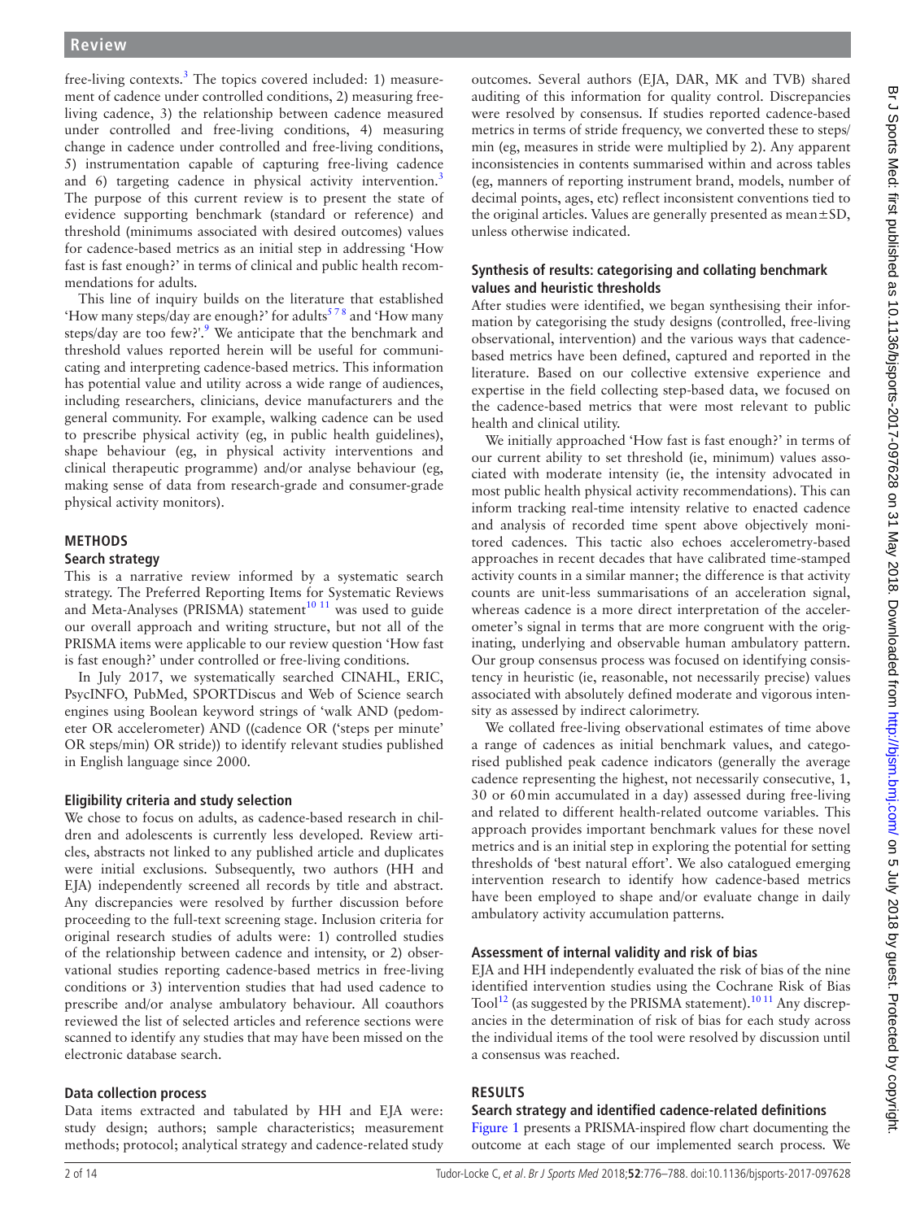free-living contexts.[3] The topics covered included: 1) measurement of cadence under controlled conditions, 2) measuring free-living cadence, 3) the relationship between cadence measured under controlled and free-living conditions, 4) measuring change in cadence under controlled and free-living conditions, 5) instrumentation capable of capturing free-living cadence and 6) targeting cadence in physical activity intervention.[3] The purpose of this current review is to present the state of evidence supporting benchmark (standard or reference) and threshold (minimums associated with desired outcomes) values for cadence-based metrics as an initial step in addressing 'How fast is fast enough?' in terms of clinical and public health recommendations for adults.

This line of inquiry builds on the literature that established 'How many steps/day are enough?' for adults[5 7 8] and 'How many steps/day are too few?'.[9] We anticipate that the benchmark and threshold values reported herein will be useful for communicating and interpreting cadence-based metrics. This information has potential value and utility across a wide range of audiences, including researchers, clinicians, device manufacturers and the general community. For example, walking cadence can be used to prescribe physical activity (eg, in public health guidelines), shape behaviour (eg, in physical activity interventions and clinical therapeutic programme) and/or analyse behaviour (eg, making sense of data from research-grade and consumer-grade physical activity monitors).

## METHODS

### Search strategy

This is a narrative review informed by a systematic search strategy. The Preferred Reporting Items for Systematic Reviews and Meta-Analyses (PRISMA) statement[10 11] was used to guide our overall approach and writing structure, but not all of the PRISMA items were applicable to our review question 'How fast is fast enough?' under controlled or free-living conditions.

In July 2017, we systematically searched CINAHL, ERIC, PsycINFO, PubMed, SPORTDiscus and Web of Science search engines using Boolean keyword strings of 'walk AND (pedometer OR accelerometer) AND ((cadence OR ('steps per minute' OR steps/min) OR stride))' to identify relevant studies published in English language since 2000.

### Eligibility criteria and study selection

We chose to focus on adults, as cadence-based research in children and adolescents is currently less developed. Review articles, abstracts not linked to any published article and duplicates were initial exclusions. Subsequently, two authors (HH and EJA) independently screened all records by title and abstract. Any discrepancies were resolved by further discussion before proceeding to the full-text screening stage. Inclusion criteria for original research studies of adults were: 1) controlled studies of the relationship between cadence and intensity, or 2) observational studies reporting cadence-based metrics in free-living conditions or 3) intervention studies that had used cadence to prescribe and/or analyse ambulatory behaviour. All coauthors reviewed the list of selected articles and reference sections were scanned to identify any studies that may have been missed on the electronic database search.

### Data collection process

Data items extracted and tabulated by HH and EJA were: study design; authors; sample characteristics; measurement methods; protocol; analytical strategy and cadence-related study outcomes. Several authors (EJA, DAR, MK and TVB) shared auditing of this information for quality control. Discrepancies were resolved by consensus. If studies reported cadence-based metrics in terms of stride frequency, we converted these to steps/min (eg, measures in stride were multiplied by 2). Any apparent inconsistencies in contents summarised within and across tables (eg, manners of reporting instrument brand, models, number of decimal points, ages, etc) reflect inconsistent conventions tied to the original articles. Values are generally presented as mean±SD, unless otherwise indicated.

### Synthesis of results: categorising and collating benchmark values and heuristic thresholds

After studies were identified, we began synthesising their information by categorising the study designs (controlled, free-living observational, intervention) and the various ways that cadence-based metrics have been defined, captured and reported in the literature. Based on our collective extensive experience and expertise in the field collecting step-based data, we focused on the cadence-based metrics that were most relevant to public health and clinical utility.

We initially approached 'How fast is fast enough?' in terms of our current ability to set threshold (ie, minimum) values associated with moderate intensity (ie, the intensity advocated in most public health physical activity recommendations). This can inform tracking real-time intensity relative to enacted cadence and analysis of recorded time spent above objectively monitored cadences. This tactic also echoes accelerometry-based approaches in recent decades that have calibrated time-stamped activity counts in a similar manner; the difference is that activity counts are unit-less summarisations of an acceleration signal, whereas cadence is a more direct interpretation of the accelerometer's signal in terms that are more congruent with the originating, underlying and observable human ambulatory pattern. Our group consensus process was focused on identifying consistency in heuristic (ie, reasonable, not necessarily precise) values associated with absolutely defined moderate and vigorous intensity as assessed by indirect calorimetry.

We collated free-living observational estimates of time above a range of cadences as initial benchmark values, and categorised published peak cadence indicators (generally the average cadence representing the highest, not necessarily consecutive, 1, 30 or 60 min accumulated in a day) assessed during free-living and related to different health-related outcome variables. This approach provides important benchmark values for these novel metrics and is an initial step in exploring the potential for setting thresholds of 'best natural effort'. We also catalogued emerging intervention research to identify how cadence-based metrics have been employed to shape and/or evaluate change in daily ambulatory activity accumulation patterns.

### Assessment of internal validity and risk of bias

EJA and HH independently evaluated the risk of bias of the nine identified intervention studies using the Cochrane Risk of Bias Tool[12] (as suggested by the PRISMA statement).[10 11] Any discrepancies in the determination of risk of bias for each study across the individual items of the tool were resolved by discussion until a consensus was reached.

## RESULTS

### Search strategy and identified cadence-related definitions

Figure 1 presents a PRISMA-inspired flow chart documenting the outcome at each stage of our implemented search process. We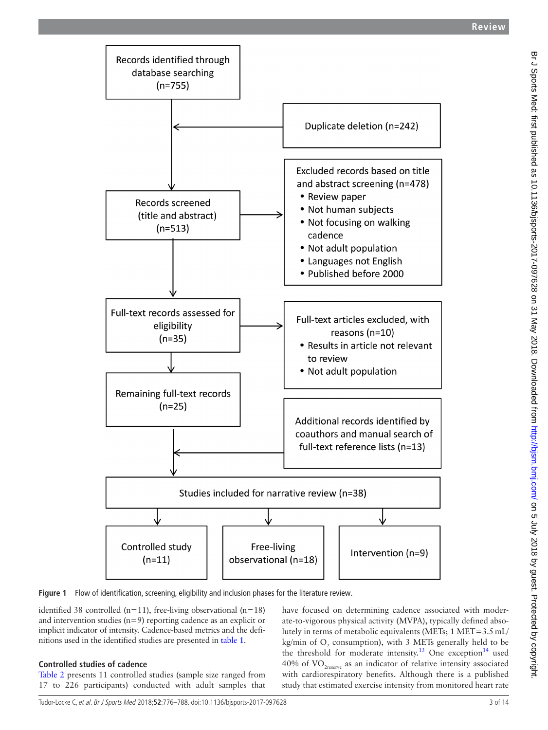Records identified through database searching (n=755)

Duplicate deletion (n=242)

Records screened (title and abstract) (n=513)

Excluded records based on title and abstract screening (n=478)
- Review paper
- Not human subjects
- Not focusing on walking cadence
- Not adult population
- Languages not English
- Published before 2000

Full-text records assessed for eligibility (n=35)

Full-text articles excluded, with reasons (n=10)
- Results in article not relevant to review
- Not adult population

Remaining full-text records (n=25)

Additional records identified by coauthors and manual search of full-text reference lists (n=13)

Studies included for narrative review (n=38)

Controlled study (n=11)

Free-living observational (n=18)

Intervention (n=9)

**Figure 1** Flow of identification, screening, eligibility and inclusion phases for the literature review.

identified 38 controlled (n=11), free-living observational (n=18) and intervention studies (n=9) reporting cadence as an explicit or implicit indicator of intensity. Cadence-based metrics and the definitions used in the identified studies are presented in table 1.

### Controlled studies of cadence

Table 2 presents 11 controlled studies (sample size ranged from 17 to 226 participants) conducted with adult samples that have focused on determining cadence associated with moderate-to-vigorous physical activity (MVPA), typically defined absolutely in terms of metabolic equivalents (METs; 1 MET=3.5 mL/kg/min of $O_2$ consumption), with 3 METs generally held to be the threshold for moderate intensity.[13] One exception[14] used 40% of $VO_{2reserve}$ as an indicator of relative intensity associated with cardiorespiratory benefits. Although there is a published study that estimated exercise intensity from monitored heart rate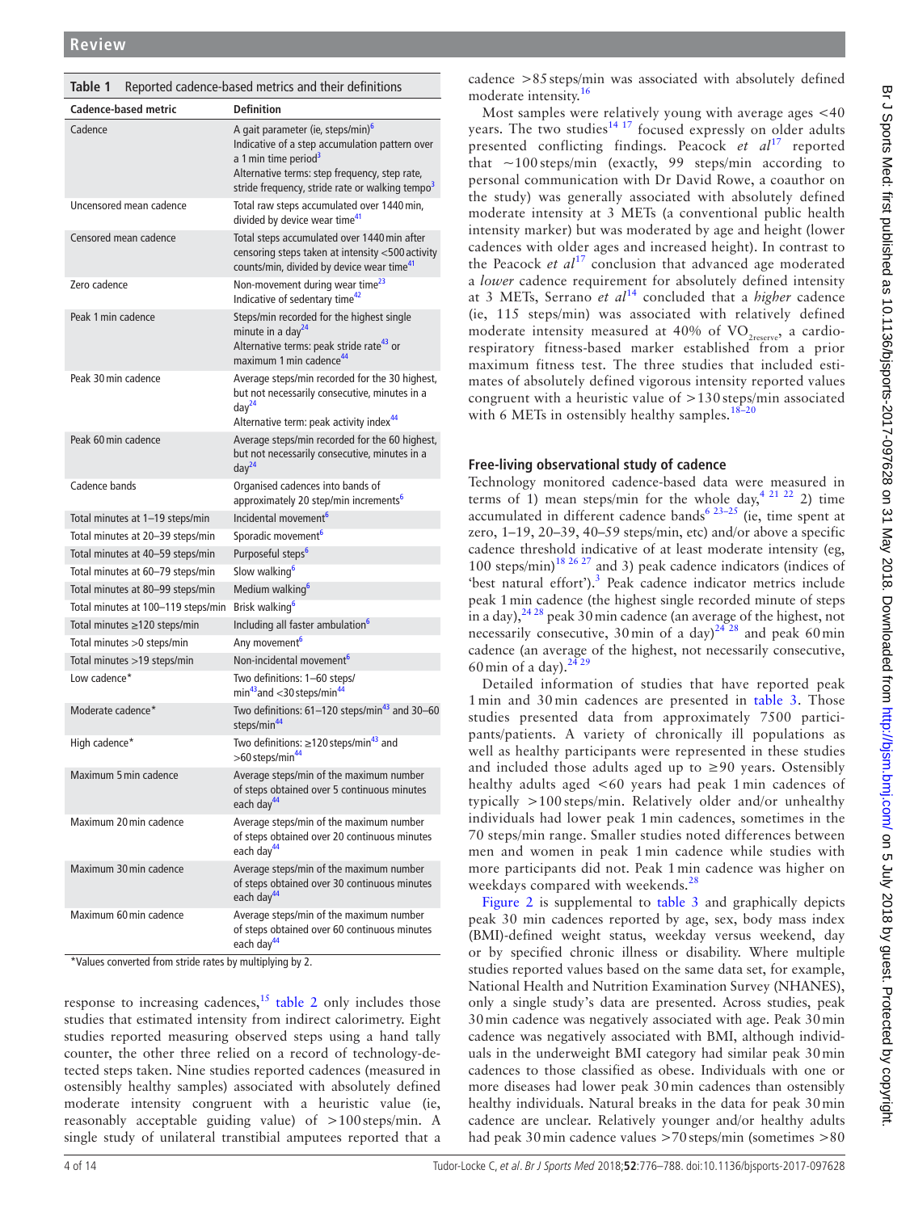**Table 1** Reported cadence-based metrics and their definitions

| Cadence-based metric | Definition |
|---|---|
| Cadence | A gait parameter (ie, steps/min)[6] Indicative of a step accumulation pattern over a 1 min time period[3] Alternative terms: step frequency, step rate, stride frequency, stride rate or walking tempo[3] |
| Uncensored mean cadence | Total raw steps accumulated over 1440 min, divided by device wear time[41] |
| Censored mean cadence | Total steps accumulated over 1440 min after censoring steps taken at intensity <500 activity counts/min, divided by device wear time[41] |
| Zero cadence | Non-movement during wear time[23] Indicative of sedentary time[42] |
| Peak 1 min cadence | Steps/min recorded for the highest single minute in a day[24] Alternative terms: peak stride rate[43] or maximum 1 min cadence[44] |
| Peak 30 min cadence | Average steps/min recorded for the 30 highest, but not necessarily consecutive, minutes in a day[24] Alternative term: peak activity index[44] |
| Peak 60 min cadence | Average steps/min recorded for the 60 highest, but not necessarily consecutive, minutes in a day[24] |
| Cadence bands | Organised cadences into bands of approximately 20 step/min increments[6] |
| Total minutes at 1–19 steps/min | Incidental movement[6] |
| Total minutes at 20–39 steps/min | Sporadic movement[6] |
| Total minutes at 40–59 steps/min | Purposeful steps[6] |
| Total minutes at 60–79 steps/min | Slow walking[6] |
| Total minutes at 80–99 steps/min | Medium walking[6] |
| Total minutes at 100–119 steps/min | Brisk walking[6] |
| Total minutes ≥120 steps/min | Including all faster ambulation[6] |
| Total minutes >0 steps/min | Any movement[6] |
| Total minutes >19 steps/min | Non-incidental movement[6] |
| Low cadence* | Two definitions: 1–60 steps/min[43] and <30 steps/min[44] |
| Moderate cadence* | Two definitions: 61–120 steps/min[43] and 30–60 steps/min[44] |
| High cadence* | Two definitions: ≥120 steps/min[43] and >60 steps/min[44] |
| Maximum 5 min cadence | Average steps/min of the maximum number of steps obtained over 5 continuous minutes each day[44] |
| Maximum 20 min cadence | Average steps/min of the maximum number of steps obtained over 20 continuous minutes each day[44] |
| Maximum 30 min cadence | Average steps/min of the maximum number of steps obtained over 30 continuous minutes each day[44] |
| Maximum 60 min cadence | Average steps/min of the maximum number of steps obtained over 60 continuous minutes each day[44] |

*Values converted from stride rates by multiplying by 2.

response to increasing cadences,[15] table 2 only includes those studies that estimated intensity from indirect calorimetry. Eight studies reported measuring observed steps using a hand tally counter, the other three relied on a record of technology-detected steps taken. Nine studies reported cadences (measured in ostensibly healthy samples) associated with absolutely defined moderate intensity congruent with a heuristic value (ie, reasonably acceptable guiding value) of >100 steps/min. A single study of unilateral transtibial amputees reported that a cadence >85 steps/min was associated with absolutely defined moderate intensity.[16]

Most samples were relatively young with average ages <40 years. The two studies[14 17] focused expressly on older adults presented conflicting findings. Peacock *et al*[17] reported that ~100 steps/min (exactly, 99 steps/min according to personal communication with Dr David Rowe, a coauthor on the study) was generally associated with absolutely defined moderate intensity at 3 METs (a conventional public health intensity marker) but was moderated by age and height (lower cadences with older ages and increased height). In contrast to the Peacock *et al*[17] conclusion that advanced age moderated a *lower* cadence requirement for absolutely defined intensity at 3 METs, Serrano *et al*[14] concluded that a *higher* cadence (ie, 115 steps/min) was associated with relatively defined moderate intensity measured at 40% of $VO_{2reserve}$, a cardiorespiratory fitness-based marker established from a prior maximum fitness test. The three studies that included estimates of absolutely defined vigorous intensity reported values congruent with a heuristic value of >130 steps/min associated with 6 METs in ostensibly healthy samples.[18–20]

### Free-living observational study of cadence

Technology monitored cadence-based data were measured in terms of 1) mean steps/min for the whole day,[4 21 22] 2) time accumulated in different cadence bands[6 23–25] (ie, time spent at zero, 1–19, 20–39, 40–59 steps/min, etc) and/or above a specific cadence threshold indicative of at least moderate intensity (eg, 100 steps/min)[18 26 27] and 3) peak cadence indicators (indices of 'best natural effort').[3] Peak cadence indicator metrics include peak 1 min cadence (the highest single recorded minute of steps in a day),[24 28] peak 30 min cadence (an average of the highest, not necessarily consecutive, 30 min of a day)[24 28] and peak 60 min cadence (an average of the highest, not necessarily consecutive, 60 min of a day).[24 29]

Detailed information of studies that have reported peak 1 min and 30 min cadences are presented in table 3. Those studies presented data from approximately 7500 participants/patients. A variety of chronically ill populations as well as healthy participants were represented in these studies and included those adults aged up to ≥90 years. Ostensibly healthy adults aged <60 years had peak 1 min cadences of typically >100 steps/min. Relatively older and/or unhealthy individuals had lower peak 1 min cadences, sometimes in the 70 steps/min range. Smaller studies noted differences between men and women in peak 1 min cadence while studies with more participants did not. Peak 1 min cadence was higher on weekdays compared with weekends.[28]

Figure 2 is supplemental to table 3 and graphically depicts peak 30 min cadences reported by age, sex, body mass index (BMI)-defined weight status, weekday versus weekend, day or by specified chronic illness or disability. Where multiple studies reported values based on the same data set, for example, National Health and Nutrition Examination Survey (NHANES), only a single study's data are presented. Across studies, peak 30 min cadence was negatively associated with age. Peak 30 min cadence was negatively associated with BMI, although individuals in the underweight BMI category had similar peak 30 min cadences to those classified as obese. Individuals with one or more diseases had lower peak 30 min cadences than ostensibly healthy individuals. Natural breaks in the data for peak 30 min cadence are unclear. Relatively younger and/or healthy adults had peak 30 min cadence values >70 steps/min (sometimes >80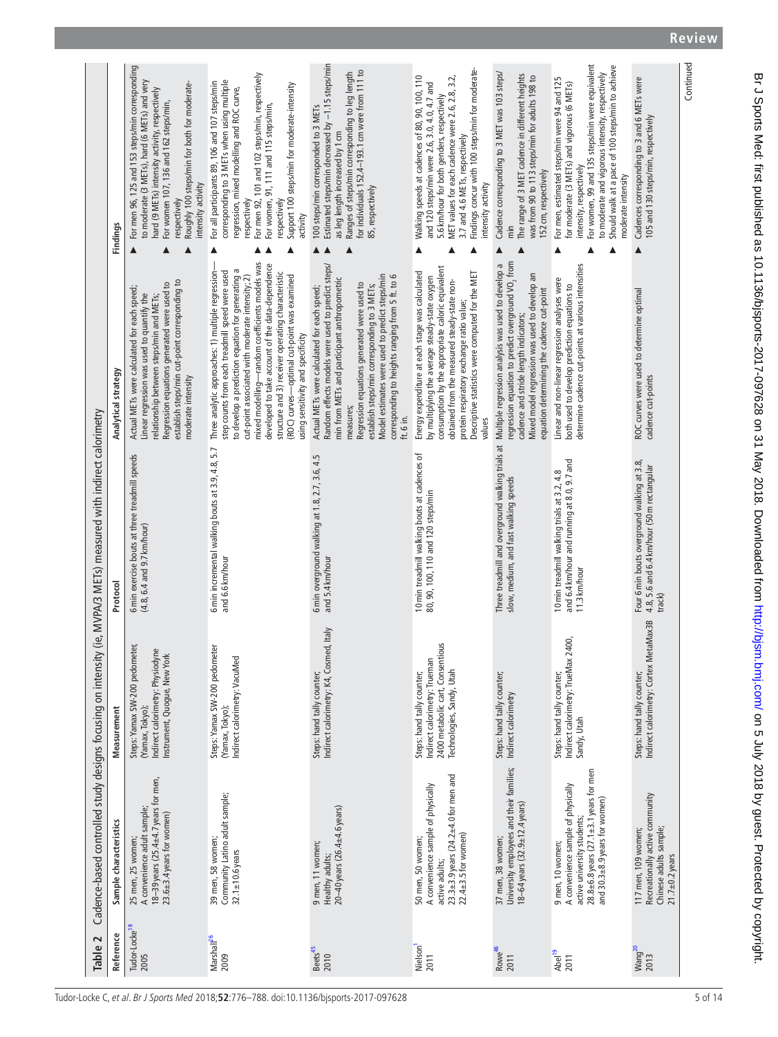**Table 2** Cadence-based controlled study designs focusing on intensity (ie, MVPA/3 METs) measured with indirect calorimetry

| Reference | Sample characteristics | Measurement | Protocol | Analytical strategy | Findings |
|---|---|---|---|---|---|
| Tudor-Locke[18] 2005 | 25 men, 25 women; A convenience adult sample; 18–39 years (25.4±4.7 years for men, 23.6±3.4 years for women) | Steps: Yamax SW-200 pedometer, (Yamax, Tokyo); Indirect calorimetry: Physiodyne Instrument, Quogue, New York | 6 min exercise bouts at three treadmill speeds (4.8, 6.4 and 9.7 km/hour) | Actual METs were calculated for each speed; Linear regression was used to quantify the relationship between steps/min and METs; Regression equations generated were used to establish steps/min cut-point corresponding to moderate intensity | ▸ For men 96, 125 and 153 steps/min corresponding to moderate (3 METs), hard (6 METs) and very hard (9 METs) intensity activity, respectively ▸ For women 107, 136 and 162 steps/min, respectively ▸ Roughly 100 steps/min for both for moderate-intensity activity |
| Marshall[26] 2009 | 39 men, 58 women; Community Latino adult sample; 32.1±10.6 years | Steps: Yamax SW-200 pedometer (Yamax, Tokyo); Indirect calorimetry: VacuMed | 6 min incremental walking bouts at 3.9, 4.8, 5.7 and 6.6 km/hour | Three analytic approaches: 1) multiple regression—step counts from each treadmill speed were used to develop a prediction equation for generating a cut-point associated with moderate intensity; 2) mixed modelling—random coefficients models was developed to take account of the data-dependence structure and 3) receiver operating characteristic (ROC) curves—optimal cut-point was examined using sensitivity and specificity | ▸ For all participants 89, 106 and 107 steps/min corresponding to 3 METs when using multiple regression, mixed modelling and ROC curve, respectively ▸ For men 92, 101 and 102 steps/min, respectively ▸ For women, 91, 111 and 115 steps/min, respectively ▸ Support 100 steps/min for moderate-intensity activity |
| Beets[45] 2010 | 9 men, 11 women; Healthy adults; 20–40 years (26.4±4.6 years) | Steps: hand tally counter; Indirect calorimetry: K4, Cosmed, Italy | 6 min overground walking at 1.8, 2.7, 3.6, 4.5 and 5.4 km/hour | Actual METs were calculated for each speed; Random effects models were used to predict steps/min from METs and participant anthropometric measures; Regression equations generated were used to establish steps/min corresponding to 3 METs; Model estimates were used to predict steps/min corresponding to heights ranging from 5 ft. to 6 ft. 6 in. | ▸ 100 steps/min corresponded to 3 METs ▸ Estimated steps/min decreased by ~1.15 steps/min as leg length increased by 1 cm ▸ Ranges of steps/min corresponding to leg length for individuals 152.4–193.1 cm were from 111 to 85, respectively |
| Nielson[1] 2011 | 50 men, 50 women; A convenience sample of physically active adults; 23.3±3.9 years (24.2±4.0 for men and 22.4±3.5 for women) | Steps: hand tally counter; Indirect calorimetry: Trueman 2400 metabolic cart, Consentious Technologies, Sandy, Utah | 10 min treadmill walking bouts at cadences of 80, 90, 100, 110 and 120 steps/min | Energy expenditure at each stage was calculated by multiplying the average steady-state oxygen consumption by the appropriate caloric equivalent obtained from the measured steady-state non-protein respiratory exchange ratio value; Descriptive statistics were computed for the MET values | ▸ Walking speeds at cadences of 80, 90, 100, 110 and 120 steps/min were 2.6, 3.0, 4.0, 4.7 and 5.6 km/hour for both genders, respectively ▸ MET values for each cadence were 2.6, 2.8, 3.2, 3.7 and 4.6 METs, respectively ▸ Findings concur with 100 steps/min for moderate-intensity activity |
| Rowe[46] 2011 | 37 men, 38 women; University employees and their families; 18–64 years (32.9±12.4 years) | Steps: hand tally counter; Indirect calorimetry | Three treadmill and overground walking trials at slow, medium, and fast walking speeds | Multiple regression analysis was used to develop a regression equation to predict overground $VO_2$ from cadence and stride length indicators; Mixed model regression was used to develop an equation determining the cadence cut-point | ▸ Cadence corresponding to 3 MET was 103 steps/min ▸ The range of 3 MET cadence in different heights was from 90 to 113 steps/min for adults 198 to 152 cm, respectively |
| Abel[19] 2011 | 9 men, 10 women; A convenience sample of physically active university students; 28.8±6.8 years (27.1±3.1 years for men and 30.3±8.9 years for women) | Steps: hand tally counter; Indirect calorimetry: TrueMax 2400, Sandy, Utah | 10 min treadmill walking trials at 3.2, 4.8 and 6.4 km/hour and running at 8.0, 9.7 and 11.3 km/hour | Linear and non-linear regression analyses were both used to develop prediction equations to determine cadence cut-points at various intensities | ▸ For men, estimated steps/min were 94 and 125 for moderate (3 METs) and vigorous (6 METs) intensity, respectively ▸ For women, 99 and 135 steps/min were equivalent to moderate and vigorous intensity, respectively ▸ Should walk at a pace of 100 steps/min to achieve moderate intensity |
| Wang[20] 2013 | 117 men, 109 women; Recreationally active community Chinese adults sample; 21.7±0.2 years | Steps: hand tally counter; Indirect calorimetry: Cortex MetaMax3B | Four 6 min bouts overground walking at 3.8, 4.8, 5.6 and 6.4 km/hour (50 m rectangular track) | ROC curves were used to determine optimal cadence cut-points | ▸ Cadences corresponding to 3 and 6 METs were 105 and 130 steps/min, respectively |

Continued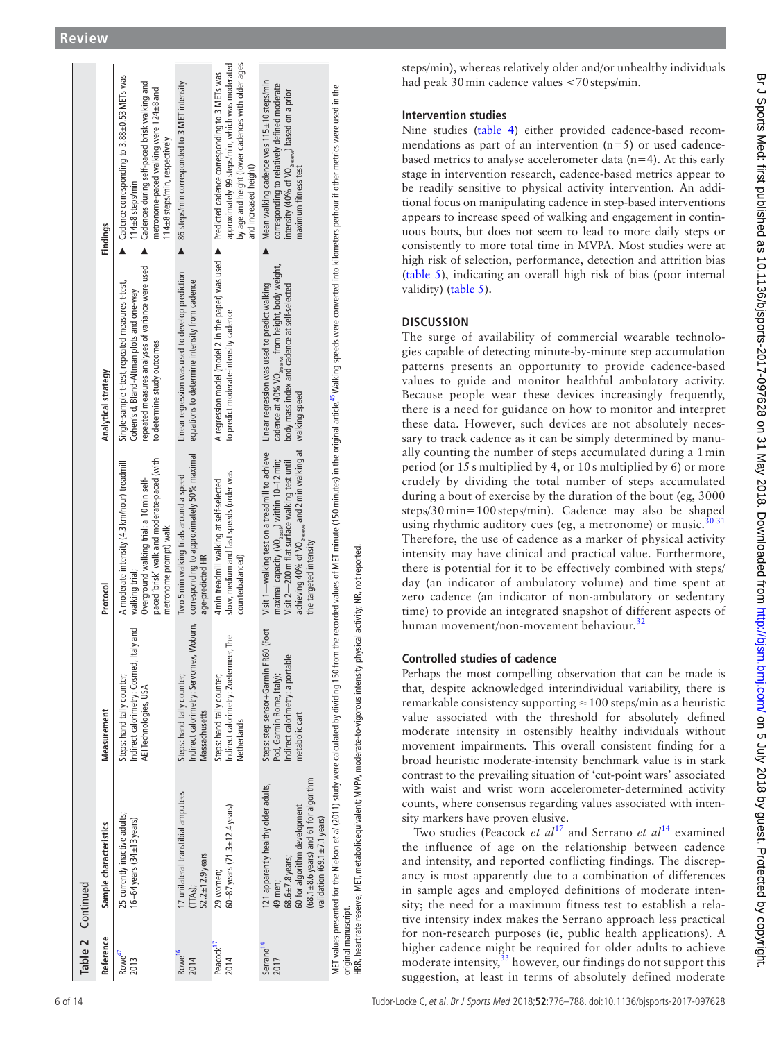Table 2 Continued

| Reference | Sample characteristics | Measurement | Protocol | Analytical strategy | Findings |
|---|---|---|---|---|---|
| Rowe[47] 2013 | 25 currently inactive adults; 16–64 years (34±13 years) | Steps: hand tally counter; Indirect calorimetry: Cosmed, Italy and AEI Technologies, USA | A moderate intensity (4.3 km/hour) treadmill walking trial; Overground walking trial: a 10 min self-paced 'brisk' walk and moderate-paced (with metronome prompt) walk | Single-sample t-test, repeated measures t-test, Cohen's d, Bland-Altman plots and one-way repeated measures analyses of variance were used to determine study outcomes | ▲ Cadence corresponding to 3.88±0.53 METs was 114±8 steps/min ▲ Cadences during self-paced brisk walking and metronome-paced walking were 124±8 and 114±8 steps/min, respectively |
| Rowe[36] 2014 | 17 unilateral transtibial amputees (TTAs); 52.2±12.9 years | Steps: hand tally counter; Indirect calorimetry: Servomex, Woburn, Massachusetts | Two 5 min walking trials around a speed corresponding to approximately 50% maximal age-predicted HR | Linear regression was used to develop prediction equations to determine intensity from cadence | ▲ 86 steps/min corresponded to 3 MET intensity |
| Peacock[17] 2014 | 29 women; 60–87 years (71.3±12.4 years) | Steps: hand tally counter; Indirect calorimetry: Zoetermeer, The Netherlands | 4 min treadmill walking at self-selected slow, medium and fast speeds (order was counterbalanced) | A regression model (model 2 in the paper) was used to predict moderate-intensity cadence | ▲ Predicted cadence corresponding to 3 METs was approximately 99 steps/min, which was moderated by age and height (lower cadences with older ages and increased height) |
| Serrano[14] 2017 | 121 apparently healthy older adults, 49 men; 68.6±7.8 years; 60 for algorithm development (68.1±8.6 years) and 61 for algorithm validation (69.1±7.1 years) | Steps: step sensor+Garmin FR60 (foot Pod, Garmin Rome, Italy); Indirect calorimetry: a portable metabolic cart | Visit 1—walking test on a treadmill to achieve maximal capacity ($VO_{2peak}$) within 10–12 min; Visit 2—200 m flat surface walking test until achieving 40% of $VO_{2reserve}$ and 2 min walking at the targeted intensity | Linear regression was used to predict walking cadence at 40% $VO_{2reserve}$ from height, body weight, body mass index and cadence at self-selected walking speed | ▲ Mean walking cadence was 115±10 steps/min corresponding to relatively defined moderate intensity (40% of $VO_{2reserve}$) based on a prior maximum fitness test |

MET values presented for the Nielson *et al* (2011) study were calculated by dividing 150 from the recorded values of MET-minute (150 minutes) in the original article.[45] Walking speeds were converted into kilometers per hour if other metrics were used in the original manuscript.

HRR, heart rate reserve; MET, metabolicequivalent; MVPA, moderate-to-vigorous intensity physical activity; NR, not reported.

steps/min), whereas relatively older and/or unhealthy individuals had peak 30 min cadence values <70 steps/min.

### Intervention studies

Nine studies (table 4) either provided cadence-based recommendations as part of an intervention (n=5) or used cadence-based metrics to analyse accelerometer data (n=4). At this early stage in intervention research, cadence-based metrics appear to be readily sensitive to physical activity intervention. An additional focus on manipulating cadence in step-based interventions appears to increase speed of walking and engagement in continuous bouts, but does not seem to lead to more daily steps or consistently to more total time in MVPA. Most studies were at high risk of selection, performance, detection and attrition bias (table 5), indicating an overall high risk of bias (poor internal validity) (table 5).

## DISCUSSION

The surge of availability of commercial wearable technologies capable of detecting minute-by-minute step accumulation patterns presents an opportunity to provide cadence-based values to guide and monitor healthful ambulatory activity. Because people wear these devices increasingly frequently, there is a need for guidance on how to monitor and interpret these data. However, such devices are not absolutely necessary to track cadence as it can be simply determined by manually counting the number of steps accumulated during a 1 min period (or 15 s multiplied by 4, or 10 s multiplied by 6) or more crudely by dividing the total number of steps accumulated during a bout of exercise by the duration of the bout (eg, 3000 steps/30 min=100 steps/min). Cadence may also be shaped using rhythmic auditory cues (eg, a metronome) or music.[30 31] Therefore, the use of cadence as a marker of physical activity intensity may have clinical and practical value. Furthermore, there is potential for it to be effectively combined with steps/day (an indicator of ambulatory volume) and time spent at zero cadence (an indicator of non-ambulatory or sedentary time) to provide an integrated snapshot of different aspects of human movement/non-movement behaviour.[32]

### Controlled studies of cadence

Perhaps the most compelling observation that can be made is that, despite acknowledged interindividual variability, there is remarkable consistency supporting ≈100 steps/min as a heuristic value associated with the threshold for absolutely defined moderate intensity in ostensibly healthy individuals without movement impairments. This overall consistent finding for a broad heuristic moderate-intensity benchmark value is in stark contrast to the prevailing situation of 'cut-point wars' associated with waist and wrist worn accelerometer-determined activity counts, where consensus regarding values associated with intensity markers have proven elusive.

Two studies (Peacock *et al*[17] and Serrano *et al*[14] examined the influence of age on the relationship between cadence and intensity, and reported conflicting findings. The discrepancy is most apparently due to a combination of differences in sample ages and employed definitions of moderate intensity; the need for a maximum fitness test to establish a relative intensity index makes the Serrano approach less practical for non-research purposes (ie, public health applications). A higher cadence might be required for older adults to achieve moderate intensity,[33] however, our findings do not support this suggestion, at least in terms of absolutely defined moderate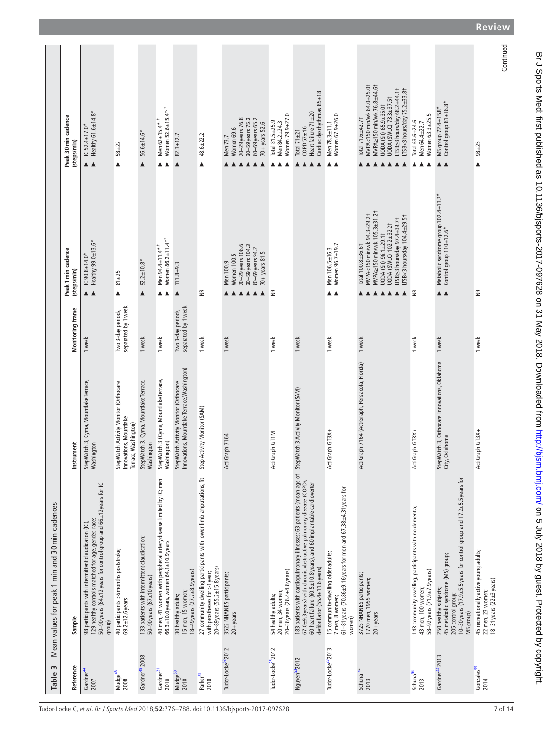Table 3 Mean values for peak 1 min and 30 min cadences

| Reference | Sample | Instrument | Monitoring frame | Peak 1 min cadence (steps/min) | Peak 30 min cadence (steps/min) |
|---|---|---|---|---|---|
| Gardner[44] 2007 | 98 participants with intermittent claudication (IC); 129 healthy controls matched for age, gender, race; 50–90 years (64±12 years for IC group and 66±12 years for control group) | StepWatch 3, Cyma, Mountlake Terrace, Washington | 1 week | ▸ IC 90.8±14.0* ▸ Healthy 99.0±13.6* | ▸ IC 52.4±17.0* ▸ Healthy 61.6±14.8* |
| Mudge[48] 2008 | 40 participants >6 months poststroke; 69.2±12.6 years | StepWatch Activity Monitor (Orthocare Innovations, Mountlake Terrace, Washington) | Two 3-day periods, separated by 1 week | ▸ 81±25 | ▸ 58±22 |
| Gardner[49] 2008 | 133 patients with intermittent claudication; 50–90 years (67±10 years) | StepWatch 3, Cyma, Mountlake Terrace, Washington | 1 week | ▸ 92.2±10.8* | ▸ 56.6±14.6* |
| Gardner[21] 2010 | 40 men, 41 women with peripheral artery disease limited by IC; men 66.3±10.0 years, women 64.1±10.9 years | StepWatch 3 (Cyma, Mountlake Terrace, Washington) | 1 week | ▸ Men 94.4±11.4*,† ▸ Women 86.2±11.4*† | ▸ Men 62±15.4*,† ▸ Women 52.6±15.4*,† |
| Mudge[50] 2010 | 30 healthy adults; 15 men, 15 women; 18–49 years (27.7±8.9 years) | StepWatch Activity Monitor (Orthocare Innovations, Mountlake Terrace, Washington) | Two 3-day periods, separated by 1 week | ▸ 111.8±9.3 | ▸ 82.3±12.7 |
| Parker[51] 2010 | 27 community-dwelling participants with lower limb amputations, fit with prostheses for >1 year; 20–89 years (55.2±15.8 years) | Step Activity Monitor (SAM) | 1 week | NR | ▸ 48.6±22.2 |
| Tudor-Locke[52] 2012 | 3522 NHANES participants; 20+ years | ActiGraph 7164 | 1 week | ▸ Men 100.9 ▸ Women 100.5 ▸ 20–29 years 106.6 ▸ 30–59 years 104.3 ▸ 60–69 years 94.2 ▸ 70+ years 81.5 | ▸ Men 73.7 ▸ Women 69.6 ▸ 20–29 years 76.8 ▸ 30–59 years 75.2 ▸ 60–69 years 65.2 ▸ 70+ years 52.6 |
| Tudor-Locke[25] 2012 | 54 healthy adults; 20 men, 34 women; 20–36 years (26.4±4.6 years) | ActiGraph GT1M | 1 week | NR | ▸ Total 81.5±25.9 ▸ Men 84.2±24.3 ▸ Women 79.9±27.0 |
| Nguyen[53] 2012 | 183 patients with cardiopulmonary illnesses: 63 patients (mean age of 67.0±9.3 years) with chronic obstructive pulmonary disease (COPD), 60 heart failure (60.5±10.8 years), and 60 implantable cardioverter defibrillator (55.4±11.6 years) | StepWatch 3 Activity Monitor (SAM) | 1 week | NR | ▸ Total 71±21 ▸ COPD 57±16 ▸ Heart failure 71±20 ▸ Cardiac dysrhythmias 85±18 |
| Tudor-Locke[23] 2013 | 15 community-dwelling older adults; 7 men, 8 women; 61–81 years (70.86±9.16 years for men and 67.38±4.31 years for women) | ActiGraph GT3X+ | 1 week | ▸ Men 106.5±16.3 ▸ Women 96.7±19.7 | ▸ Men 78.3±11.1 ▸ Women 67.9±26.0 |
| Schuna[4]* 2013 | 3725 NHANES participants; 1770 men, 1955 women; 20+ years | ActiGraph 7164 (ActiGraph, Pensacola, Florida) | 1 week | ▸ Total 100.8±36.6† ▸ MVPA<150 min/wk 94.3±29.2† ▸ MVPA≥150 min/wk 105.3±31.2† ▸ UODA (Sit) 96.1±29.1† ▸ UODA (SWLC) 102.2±32.2† ▸ LTSB≥3 hours/day 97.4±39.7† ▸ LTSB<3 hours/day 104.4±29.5† | ▸ Total 71.6±42.7† ▸ MVPA<150 min/wk 64.0±25.0† ▸ MVPA≥150 min/wk 76.8±44.6† ▸ UODA (Sit) 65.9±35.0† ▸ UODA (SWLC) 73.3±37.5† ▸ LTSB≥3 hours/day 68.2±44.1† ▸ LTSB<3 hours/day 75.2±33.8† |
| Schuna[54] 2013 | 143 community-dwelling participants with no dementia; 43 men, 100 women; 58–92 years (71.9±7.9 years) | ActiGraph GT3X+ | 1 week | NR | ▸ Total 63.6±24.6 ▸ Men 64.4±22.7 ▸ Women 63.3±25.5 |
| Gardner[22] 2013 | 250 healthy subjects; 45 metabolic syndrome (MS) group; 205 control group; 10–30 years (17.9±5.5 years for control group and 17.2±5.5 years for MS group) | StepWatch 3, Orthocare Innovations, Oklahoma City, Oklahoma | 1 week | ▸ Metabolic syndrome group 102.4±13.2* ▸ Control group 110±12.6* | ▸ MS group 72.4±15.8* ▸ Control group 81±16.8* |
| Gonzales[55] 2014 | 45 recreationally active young adults; 22 men, 23 women; 18–31 years (22±3 years) | ActiGraph GT3X+ | 1 week | NR | ▸ 98±25 |

Continued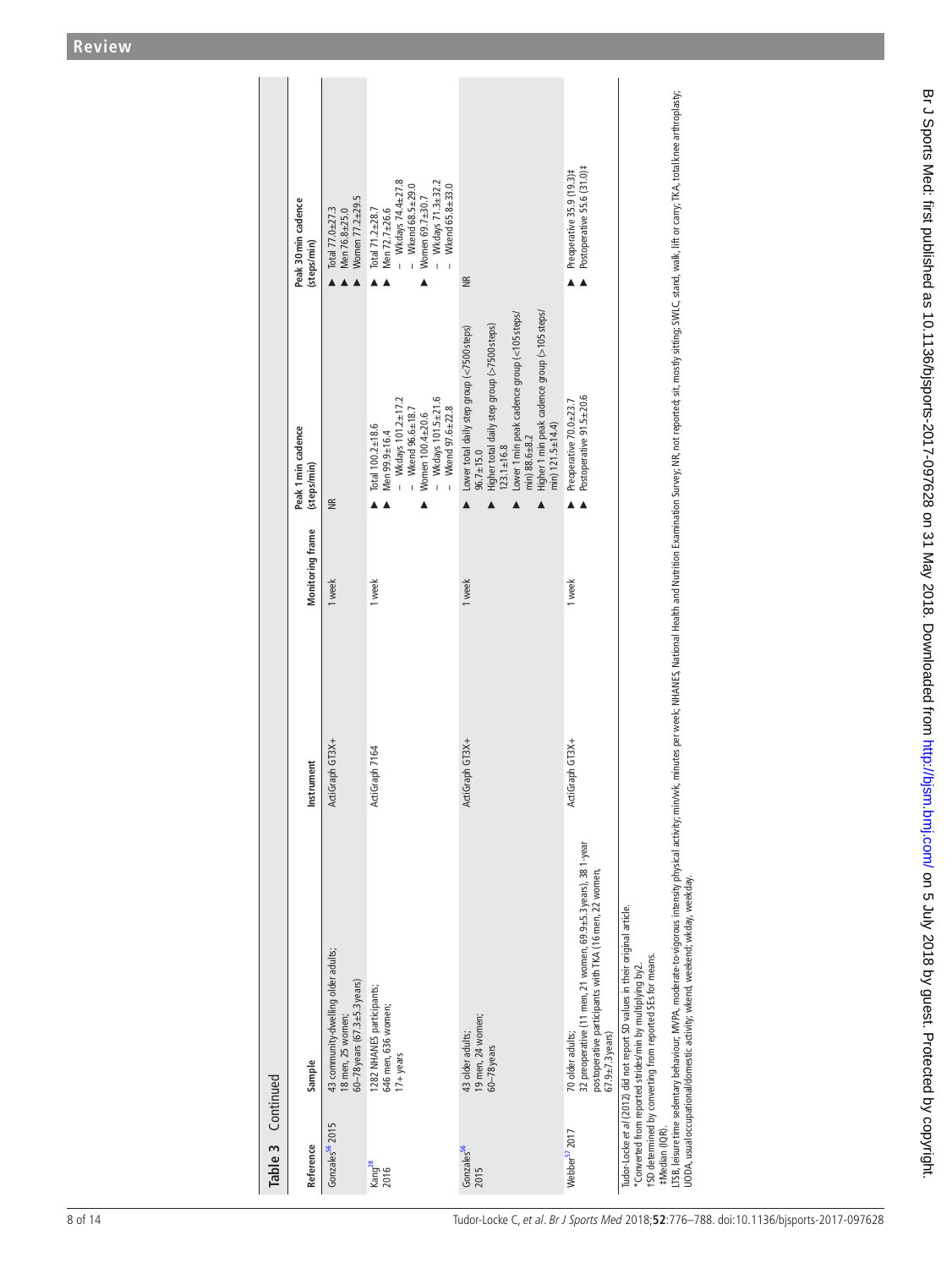**Table 3 Continued**

| Reference | Sample | Instrument | Monitoring frame | Peak 1 min cadence (steps/min) | Peak 30 min cadence (steps/min) |
|---|---|---|---|---|---|
| Gonzales[56] 2015 | 43 community-dwelling older adults; 18 men, 25 women; 60–78 years (67.3±5.3 years) | ActiGraph GT3X+ | 1 week | NR | ▸ Total 77.0±27.3<br>▸ Men 76.8±25.0<br>▸ Women 77.2±29.5 |
| Kang[28] 2016 | 1282 NHANES participants; 646 men, 636 women; 17+ years | ActiGraph 7164 | 1 week | ▸ Total 100.2±18.6<br>▸ Men 99.9±16.4<br>– Wkdays 101.2±17.2<br>– Wkend 96.6±18.7<br>▸ Women 100.4±20.6<br>– Wkdays 101.5±21.6<br>– Wkend 97.6±22.8 | ▸ Total 71.2±28.7<br>▸ Men 72.7±26.6<br>– Wkdays 74.4±27.8<br>– Wkend 68.5±29.0<br>▸ Women 69.7±30.7<br>– Wkdays 71.3±32.2<br>– Wkend 65.8±33.0 |
| Gonzales[56] 2015 | 43 older adults; 19 men, 24 women; 60–78 years | ActiGraph GT3X+ | 1 week | ▸ Lower total daily step group (<7500 steps) 96.7±15.0<br>▸ Higher total daily step group (>7500 steps) 123.1±16.8<br>▸ Lower 1 min peak cadence group (<105 steps/min) 88.6±8.2<br>▸ Higher 1 min peak cadence group (>105 steps/min) 121.5±14.4) | NR |
| Webber[57] 2017 | 70 older adults; 32 preoperative (11 men, 21 women, 69.9±5.3 years), 38 1-year postoperative participants with TKA (16 men, 22 women, 67.9±7.3 years) | ActiGraph GT3X+ | 1 week | ▸ Preoperative 70.0±23.7<br>▸ Postoperative 91.5±20.6 | ▸ Preoperative 35.9 (19.3)‡<br>▸ Postoperative 55.6 (31.0)‡ |

Tudor-Locke *et al* (2012) did not report SD values in their original article.
*Converted from reported strides/min by multiplying by2.
†SD determined by converting from reported SEs for means.
‡Median (IQR).
LTSB, leisure time sedentary behaviour; MVPA, moderate-to-vigorous intensity physical activity; min/wk, minutes per week; NHANES, National Health and Nutrition Examination Survey; NR, not reported; sit, mostly sitting; SWLC, stand, walk, lift or carry; TKA, total knee arthroplasty; UODA, usual occupational/domestic activity; wkend, weekend; wkday, weekday.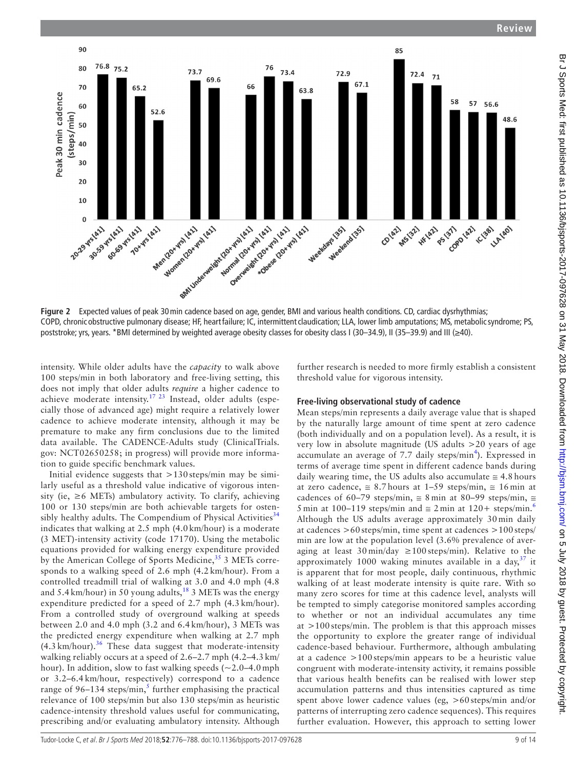**Figure 2** Expected values of peak 30 min cadence based on age, gender, BMI and various health conditions. CD, cardiac dysrhythmias; COPD, chronic obstructive pulmonary disease; HF, heart failure; IC, intermittent claudication; LLA, lower limb amputations; MS, metabolic syndrome; PS, poststroke; yrs, years. *BMI determined by weighted average obesity classes for obesity class I (30–34.9), II (35–39.9) and III (≥40).

intensity. While older adults have the *capacity* to walk above 100 steps/min in both laboratory and free-living setting, this does not imply that older adults *require* a higher cadence to achieve moderate intensity.[17,23] Instead, older adults (especially those of advanced age) might require a relatively lower cadence to achieve moderate intensity, although it may be premature to make any firm conclusions due to the limited data available. The CADENCE-Adults study (ClinicalTrials.gov: NCT02650258; in progress) will provide more information to guide specific benchmark values.

Initial evidence suggests that >130 steps/min may be similarly useful as a threshold value indicative of vigorous intensity (ie, ≥6 METs) ambulatory activity. To clarify, achieving 100 or 130 steps/min are both achievable targets for ostensibly healthy adults. The Compendium of Physical Activities[34] indicates that walking at 2.5 mph (4.0 km/hour) is a moderate (3 MET)-intensity activity (code 17170). Using the metabolic equations provided for walking energy expenditure provided by the American College of Sports Medicine,[35] 3 METs corresponds to a walking speed of 2.6 mph (4.2 km/hour). From a controlled treadmill trial of walking at 3.0 and 4.0 mph (4.8 and 5.4 km/hour) in 50 young adults,[18] 3 METs was the energy expenditure predicted for a speed of 2.7 mph (4.3 km/hour). From a controlled study of overground walking at speeds between 2.0 and 4.0 mph (3.2 and 6.4 km/hour), 3 METs was the predicted energy expenditure when walking at 2.7 mph (4.3 km/hour).[36] These data suggest that moderate-intensity walking reliably occurs at a speed of 2.6–2.7 mph (4.2–4.3 km/hour). In addition, slow to fast walking speeds (~2.0–4.0 mph or 3.2–6.4 km/hour, respectively) correspond to a cadence range of 96–134 steps/min,[5] further emphasising the practical relevance of 100 steps/min but also 130 steps/min as heuristic cadence-intensity threshold values useful for communicating, prescribing and/or evaluating ambulatory intensity. Although further research is needed to more firmly establish a consistent threshold value for vigorous intensity.

### Free-living observational study of cadence

Mean steps/min represents a daily average value that is shaped by the naturally large amount of time spent at zero cadence (both individually and on a population level). As a result, it is very low in absolute magnitude (US adults >20 years of age accumulate an average of 7.7 daily steps/min[4]). Expressed in terms of average time spent in different cadence bands during daily wearing time, the US adults also accumulate ≅ 4.8 hours at zero cadence, ≅ 8.7 hours at 1–59 steps/min, ≅ 16 min at cadences of 60–79 steps/min, ≅ 8 min at 80–99 steps/min, ≅ 5 min at 100–119 steps/min and ≅ 2 min at 120+ steps/min.[6] Although the US adults average approximately 30 min daily at cadences >60 steps/min, time spent at cadences >100 steps/min are low at the population level (3.6% prevalence of averaging at least 30 min/day ≥100 steps/min). Relative to the approximately 1000 waking minutes available in a day,[37] it is apparent that for most people, daily continuous, rhythmic walking of at least moderate intensity is quite rare. With so many zero scores for time at this cadence level, analysts will be tempted to simply categorise monitored samples according to whether or not an individual accumulates any time at >100 steps/min. The problem is that this approach misses the opportunity to explore the greater range of individual cadence-based behaviour. Furthermore, although ambulating at a cadence >100 steps/min appears to be a heuristic value congruent with moderate-intensity activity, it remains possible that various health benefits can be realised with lower step accumulation patterns and thus intensities captured as time spent above lower cadence values (eg, >60 steps/min and/or patterns of interrupting zero cadence sequences). This requires further evaluation. However, this approach to setting lower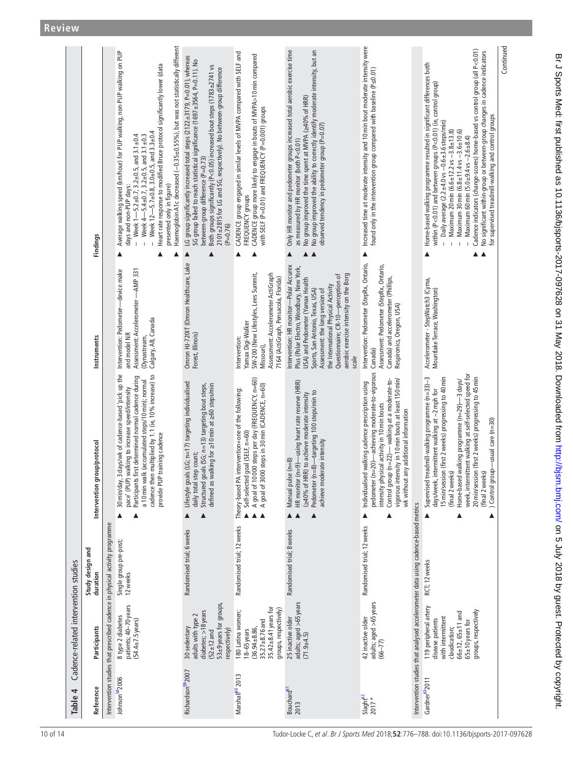**Table 4** Cadence-related intervention studies

| Reference | Participants | Study design and duration | Intervention group/protocol | Instruments | Findings |
|---|---|---|---|---|---|
| **Intervention studies that prescribed cadence in physical activity programme** | | | | | |
| Johnson[58] 2006 | 8 type 2 diabetes patients; 40–70 years (54.4±7.5 years) | Single group pre-post; 12 weeks | ▸ 30 min/day, 3 days/wk of cadence-based 'pick up the pace' (PUP) walking to increase speed/intensity<br>▸ Participants first determined normal cadence during a 10 min walk (accumulated steps/10 min); normal cadence then multiplied by 1.1 (ie, 10% increase) to provide PUP training cadence | Intervention: Pedometer—device make and model NR<br>Assessment: Accelerometer —AMP 331 (Dynastream, Calgary, AB, Canada | ▸ Average walking speed (km/hour) for PUP walking, non-PUP walking on PUP days and non-PUP days:<br>– Week 1—5.2±0.7, 3.2±0.5, and 3.1±0.4<br>– Week 4—5.4±0.7, 3.2±0.5, and 3.1±0.3<br>– Week 12—5.7±0.8, 3.0±0.5, and 3.3±0.4<br>▸ Heart rate response to modified Bruce protocol significantly lower (data presented only in figure)<br>▸ Haemoglobin A1c decreased (−0.35±0.55%), but was not statistically different |
| Richardson[59] 2007 | 30 sedentary adults with type 2 diabetes; >18 years (52±12 and 53±9 years for groups, respectively) | Randomised trial; 6 weeks | ▸ Lifestyle goals (LG; n=17) targeting individualised daily total step count;<br>▸ Structured goals (SG; n=13) targeting bout steps, defined as walking for ≥10 min at ≥60 steps/min | Omron HJ-720IT (Omron Healthcare, Lake Forest, Illinois) | ▸ LG group significantly increased total steps (2122±3179, P=0.01), whereas SG group failed to reach statistical significance (1697±3564, P=0.11). No between-group difference (P=0.73)<br>▸ Both groups significantly (P<0.05) increased bout steps (1783±2741 vs 2101±2815 for LG and SG, respectively). No between-group difference (P=0.76) |
| Marshall[60] 2013 | 180 Latina women; 18–65 years (36.94±8.86, 35.27±8.76 and 35.42±8.41 years for groups, respectively) | Randomised trial; 12 weeks | Theory-based PA intervention+one of the following:<br>▸ Self-selected goal (SELF, n=60)<br>▸ A goal of 10 000 steps per day (FREQUENCY, n=60)<br>▸ A goal of 3000 steps in 30 min (CADENCE, n=60) | Intervention: Yamax Digi-Walker SW-200 (New Lifestyles, Lees Summit, Missouri).<br>Assessment: Accelerometer ActiGraph 7164 (ActiGraph, Pensacola, Florida) | ▸ CADENCE group engaged in similar levels of MVPA compared with SELF and FREQUENCY groups<br>▸ CADENCE group more likely to engage in bouts of MVPA>10 min compared with SELF (P=0.01) and FREQUENCY (P=0.001) groups |
| Bouchard[61] 2013 | 25 inactive older adults; aged >65 years (71.9±4.5) | Randomised trial; 8 weeks | ▸ Manual pulse (n=8)<br>▸ HR monitor (n=9)—using heart rate reserve (HRR) (≥40% of HRR) to achieve moderate intensity<br>▸ Pedometer (n=8)—targeting 100 steps/min to achieve moderate intensity | Intervention: HR monitor—Polar Accurex Plus (Polar Electro, Woodbury, New York, USA) and Pedometer (Yamax Health Sports, San Antonio, Texas, USA)<br>Assessment: the long version of the International Physical Activity Questionnaire; CR-10—perception of aerobic exercise intensity on the Borg scale | ▸ Only HR monitor and pedometer groups increased total aerobic exercise time as measured by HR monitor (both P<0.01)<br>▸ No group improved the time spent at MVPA (≥40% of HRR)<br>▸ No group improved the ability to correctly identify moderate intensity, but an observed tendency in pedometer group (P=0.07) |
| Slaght[62] 2017 * | 42 inactive older adults; aged >65 years (66–77) | Randomised trial; 12 weeks | ▸ Individualised walking cadence prescription using pedometer (n=20)—achieving moderate-to-vigorous intensity physical activity in 10 min bouts<br>▸ Control group (n=22)— walking at a moderate-to-vigorous intensity in 10 min bouts at least 150 min/wk without any additional information | Intervention: Pedometer (StepRx, Ontario, Canada)<br>Assessment: Pedometer (StepRx, Ontario, Canada) and accelerometer (Phillips, Respironics, Oregon, USA) | ▸ Increased time at moderate intensity and 10 min bout moderate intensity were found only in the intervention group compared with baseline (P≤0.01) |
| **Intervention studies that analysed accelerometer data using cadence-based metrics** | | | | | |
| Gardner[63] 2011 | 119 peripheral artery disease patients with intermittent claudication; 66±12, 65±11 and 65±10 years for groups, respectively | RCT; 12 weeks | ▸ Supervised treadmill-walking programme (n=33)—3 days/week, intermittent walking at ~2 mph for 15 min/session (first 2 weeks) progressing to 40 min (final 2 weeks)<br>▸ Home-based walking programme (n=29)—3 days/week, intermittent walking at self-selected speed for 20 min/session (first 2 weeks) progressing to 45 min (final 2 weeks)<br>▸ Control group—usual care (n=30) | Accelerometer - StepWatch3 (Cyma, Mountlake Terrace, Washington) | ▸ Home-based walking programme resulted in significant differences both within (P<0.01) and between groups (P<0.01) (ie, control group)<br>– Daily average (2.2±4.0 vs −0.6±3.6 steps/min)<br>– Maximum 20 min (6.6±12.2 vs −3.8±13.8)<br>– Maximum 30 min (6.8±11.4 vs −3.6±10.6)<br>– Maximum 60 min (5.0±9.4 vs −2.6±8.4)<br>▸ Cadence indicators (change-scores) home-based vs control group (all P<0.01)<br>▸ No significant within-group or between-group changes in cadence indicators for supervised treadmill-walking and control groups |

Continued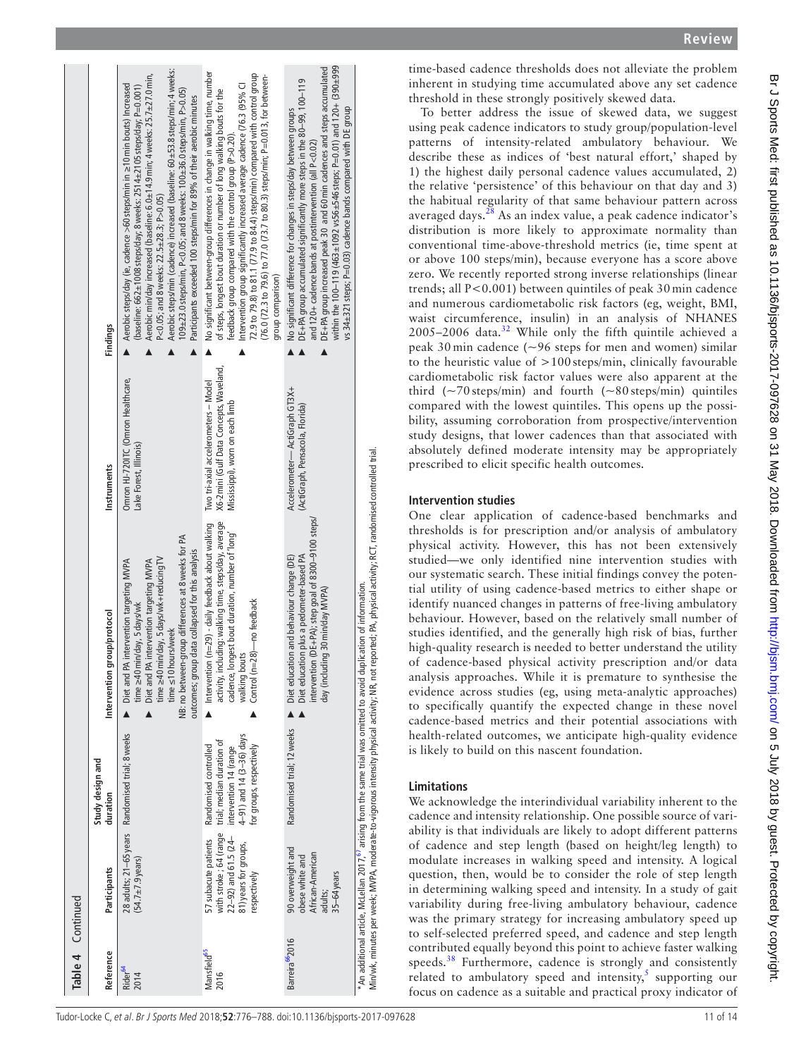**Table 4 Continued**

| Reference | Participants | Study design and duration | Intervention group/protocol | Instruments | Findings |
|---|---|---|---|---|---|
| Rider[64] 2014 | 28 adults; 21–65 years (54.7±7.9 years) | Randomised trial; 8 weeks | ▸ Diet and PA intervention targeting MVPA time ≥40 min/day, 5 days/wk<br>▸ Diet and PA intervention targeting MVPA time ≥40 min/day, 5 days/wk+reducing TV time ≤10 hours/week<br>NB: no between-group differences at 8 weeks for PA outcomes; group data collapsed for this analysis | Omron HJ-720ITC (Omron Healthcare, Lake Forest, Illinois) | ▸ Aerobic steps/day (ie, cadence >60 steps/min in ≥10 min bouts) increased (baseline: 662±1008 steps/day; 8 weeks: 2514±2105 steps/day; P=0.001)<br>▸ Aerobic min/day increased (baseline: 6.0±14.9 min; 4 weeks: 25.7±27.0 min, P<0.05; and 8 weeks: 22.5±28.3; P>0.05)<br>▸ Aerobic steps/min (cadence) increased (baseline: 60±53.8 steps/min; 4 weeks: 109±23.0 steps/min, P<0.05; and 8 weeks: 100±36.0 steps/min, P>0.05)<br>▸ Participants exceeded 100 steps/min for 89% of their aerobic minutes |
| Mansfield[65] 2016 | 57 subacute patients with stroke ; 64 (range 22–92) and 61.5 (24–81) years for groups, respectively | Randomised controlled trial; median duration of intervention 14 (range 4–91) and 14 (3–36) days for groups, respectively | ▸ Intervention (n=29) - daily feedback about walking activity, including: walking time, steps/day, average cadence, longest bout duration, number of 'long' walking bouts<br>▸ Control (n=28)—no feedback | Two tri-axial accelerometers – Model X6-2mini (Gulf Data Concepts, Waveland, Mississippi), worn on each limb | ▸ No significant between-group differences in change in walking time, number of steps, longest bout duration or number of long walking bouts for the feedback group compared with the control group (P>0.20).<br>▸ Intervention group significantly increased average cadence (76.3 (95% CI 72.9 to 79.8) to 81.1 (77.9 to 84.4) steps/min) compared with control group (76.0 (72.3 to 79.6) to 77.0 (73.7 to 80.3) steps/min; P=0.013, for between-group comparison) |
| Barreira[66] 2016 | 90 overweight and obese white and African-American adults; 35–64 years | Randomised trial; 12 weeks | ▸ Diet education and behaviour change (DE)<br>▸ Diet education plus a pedometer-based PA intervention (DE+PA); step goal of 8300–9100 steps/day (including 30 min/day MVPA) | Accelerometer— ActiGraph GT3X+ (ActiGraph, Pensacola, Florida) | ▸ No significant difference for changes in steps/day between groups<br>▸ DE+PA group accumulated significantly more steps in the 80–99, 100–119 and 120+ cadence bands at postintervention (all P<0.02)<br>▸ DE+PA group increased peak 30 and 60 min cadences and steps accumulated within the 100–119 (463±1092 vs56±546 steps; P=0.01) and 120+ (390±999 vs 34±321 steps; P=0.03) cadence bands compared with the DE group |

*An additional article, McLellan 2017,[67] arising from the same trial was omitted to avoid duplication of information.
Min/wk, minutes per week; MVPA, moderate-to-vigorous intensity physical activity; NR, not reported; PA, physical activity; RCT, randomised controlled trial.

time-based cadence thresholds does not alleviate the problem inherent in studying time accumulated above any set cadence threshold in these strongly positively skewed data.

To better address the issue of skewed data, we suggest using peak cadence indicators to study group/population-level patterns of intensity-related ambulatory behaviour. We describe these as indices of 'best natural effort,' shaped by 1) the highest daily personal cadence values accumulated, 2) the relative 'persistence' of this behaviour on that day and 3) the habitual regularity of that same behaviour pattern across averaged days.[28] As an index value, a peak cadence indicator's distribution is more likely to approximate normality than conventional time-above-threshold metrics (ie, time spent at or above 100 steps/min), because everyone has a score above zero. We recently reported strong inverse relationships (linear trends; all P<0.001) between quintiles of peak 30 min cadence and numerous cardiometabolic risk factors (eg, weight, BMI, waist circumference, insulin) in an analysis of NHANES 2005–2006 data.[32] While only the fifth quintile achieved a peak 30 min cadence (~96 steps for men and women) similar to the heuristic value of >100 steps/min, clinically favourable cardiometabolic risk factor values were also apparent at the third (~70 steps/min) and fourth (~80 steps/min) quintiles compared with the lowest quintiles. This opens up the possibility, assuming corroboration from prospective/intervention study designs, that lower cadences than that associated with absolutely defined moderate intensity may be appropriately prescribed to elicit specific health outcomes.

## Intervention studies

One clear application of cadence-based benchmarks and thresholds is for prescription and/or analysis of ambulatory physical activity. However, this has not been extensively studied—we only identified nine intervention studies with our systematic search. These initial findings convey the potential utility of using cadence-based metrics to either shape or identify nuanced changes in patterns of free-living ambulatory behaviour. However, based on the relatively small number of studies identified, and the generally high risk of bias, further high-quality research is needed to better understand the utility of cadence-based physical activity prescription and/or data analysis approaches. While it is premature to synthesise the evidence across studies (eg, using meta-analytic approaches) to specifically quantify the expected change in these novel cadence-based metrics and their potential associations with health-related outcomes, we anticipate high-quality evidence is likely to build on this nascent foundation.

## Limitations

We acknowledge the interindividual variability inherent to the cadence and intensity relationship. One possible source of variability is that individuals are likely to adopt different patterns of cadence and step length (based on height/leg length) to modulate increases in walking speed and intensity. A logical question, then, would be to consider the role of step length in determining walking speed and intensity. In a study of gait variability during free-living ambulatory behaviour, cadence was the primary strategy for increasing ambulatory speed up to self-selected preferred speed, and cadence and step length contributed equally beyond this point to achieve faster walking speeds.[38] Furthermore, cadence is strongly and consistently related to ambulatory speed and intensity,[5] supporting our focus on cadence as a suitable and practical proxy indicator of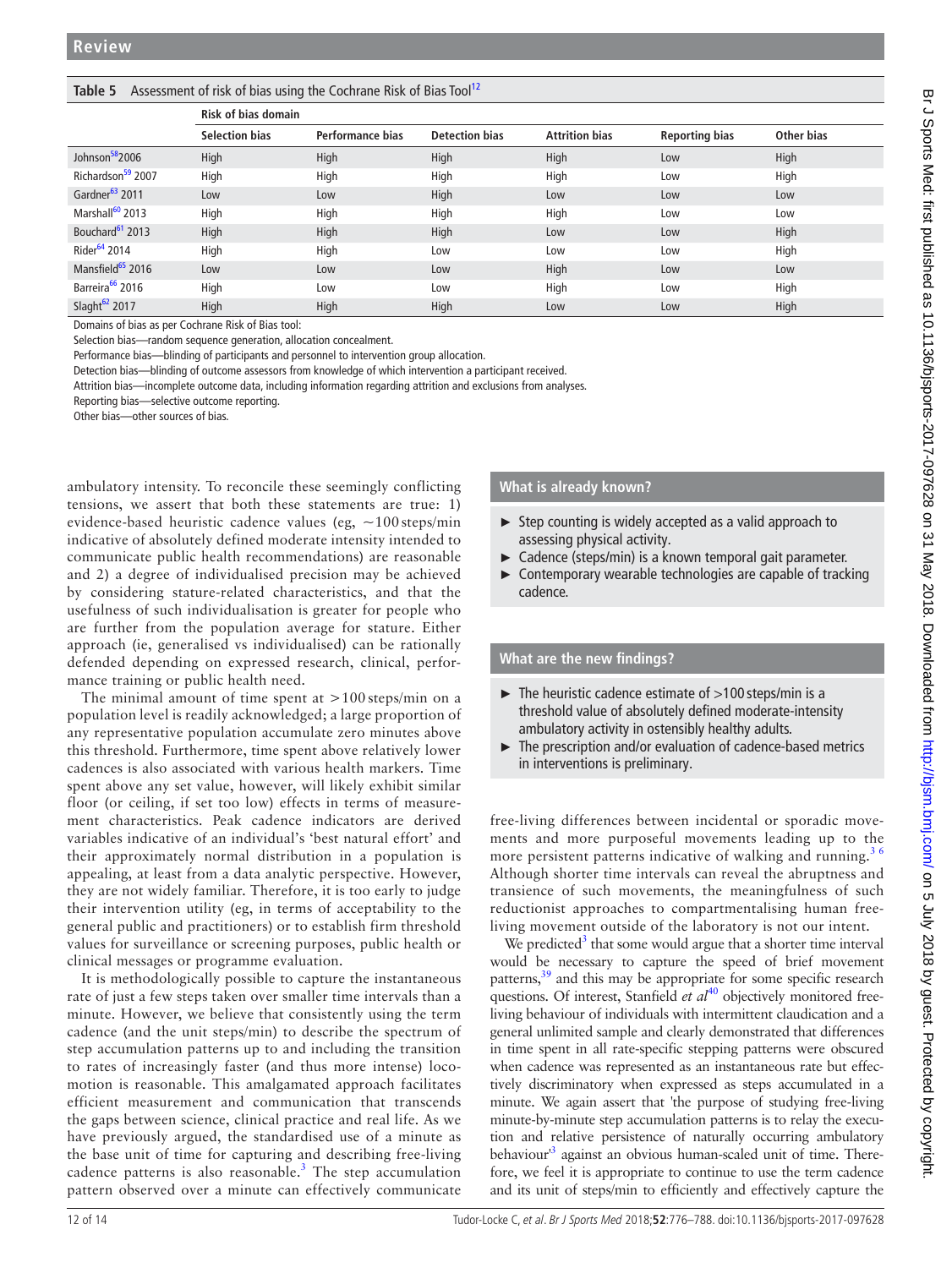**Table 5** Assessment of risk of bias using the Cochrane Risk of Bias Tool[12]

| | Risk of bias domain | | | | | |
|---|---|---|---|---|---|---|
| | Selection bias | Performance bias | Detection bias | Attrition bias | Reporting bias | Other bias |
| Johnson[58] 2006 | High | High | High | High | Low | High |
| Richardson[59] 2007 | High | High | High | High | Low | High |
| Gardner[63] 2011 | Low | Low | High | Low | Low | Low |
| Marshall[60] 2013 | High | High | High | High | Low | Low |
| Bouchard[61] 2013 | High | High | High | Low | Low | High |
| Rider[64] 2014 | High | High | Low | Low | Low | High |
| Mansfield[65] 2016 | Low | Low | Low | High | Low | Low |
| Barreira[66] 2016 | High | Low | Low | High | Low | High |
| Slaght[62] 2017 | High | High | High | Low | Low | High |

Domains of bias as per Cochrane Risk of Bias tool:

Selection bias—random sequence generation, allocation concealment.

Performance bias—blinding of participants and personnel to intervention group allocation.

Detection bias—blinding of outcome assessors from knowledge of which intervention a participant received.

Attrition bias—incomplete outcome data, including information regarding attrition and exclusions from analyses.

Reporting bias—selective outcome reporting.

Other bias—other sources of bias.

ambulatory intensity. To reconcile these seemingly conflicting tensions, we assert that both these statements are true: 1) evidence-based heuristic cadence values (eg, ~100 steps/min indicative of absolutely defined moderate intensity intended to communicate public health recommendations) are reasonable and 2) a degree of individualised precision may be achieved by considering stature-related characteristics, and that the usefulness of such individualisation is greater for people who are further from the population average for stature. Either approach (ie, generalised vs individualised) can be rationally defended depending on expressed research, clinical, performance training or public health need.

The minimal amount of time spent at >100 steps/min on a population level is readily acknowledged; a large proportion of any representative population accumulate zero minutes above this threshold. Furthermore, time spent above relatively lower cadences is also associated with various health markers. Time spent above any set value, however, will likely exhibit similar floor (or ceiling, if set too low) effects in terms of measurement characteristics. Peak cadence indicators are derived variables indicative of an individual's 'best natural effort' and their approximately normal distribution in a population is appealing, at least from a data analytic perspective. However, they are not widely familiar. Therefore, it is too early to judge their intervention utility (eg, in terms of acceptability to the general public and practitioners) or to establish firm threshold values for surveillance or screening purposes, public health or clinical messages or programme evaluation.

It is methodologically possible to capture the instantaneous rate of just a few steps taken over smaller time intervals than a minute. However, we believe that consistently using the term cadence (and the unit steps/min) to describe the spectrum of step accumulation patterns up to and including the transition to rates of increasingly faster (and thus more intense) locomotion is reasonable. This amalgamated approach facilitates efficient measurement and communication that transcends the gaps between science, clinical practice and real life. As we have previously argued, the standardised use of a minute as the base unit of time for capturing and describing free-living cadence patterns is also reasonable.[3] The step accumulation pattern observed over a minute can effectively communicate free-living differences between incidental or sporadic movements and more purposeful movements leading up to the more persistent patterns indicative of walking and running.[3 6] Although shorter time intervals can reveal the abruptness and transience of such movements, the meaningfulness of such reductionist approaches to compartmentalising human free-living movement outside of the laboratory is not our intent.

We predicted[3] that some would argue that a shorter time interval would be necessary to capture the speed of brief movement patterns,[39] and this may be appropriate for some specific research questions. Of interest, Stanfield *et al*[40] objectively monitored free-living behaviour of individuals with intermittent claudication and a general unlimited sample and clearly demonstrated that differences in time spent in all rate-specific stepping patterns were obscured when cadence was represented as an instantaneous rate but effectively discriminatory when expressed as steps accumulated in a minute. We again assert that 'the purpose of studying free-living minute-by-minute step accumulation patterns is to relay the execution and relative persistence of naturally occurring ambulatory behaviour'[3] against an obvious human-scaled unit of time. Therefore, we feel it is appropriate to continue to use the term cadence and its unit of steps/min to efficiently and effectively capture the

### What is already known?

- Step counting is widely accepted as a valid approach to assessing physical activity.
- Cadence (steps/min) is a known temporal gait parameter.
- Contemporary wearable technologies are capable of tracking cadence.

### What are the new findings?

- The heuristic cadence estimate of >100 steps/min is a threshold value of absolutely defined moderate-intensity ambulatory activity in ostensibly healthy adults.
- The prescription and/or evaluation of cadence-based metrics in interventions is preliminary.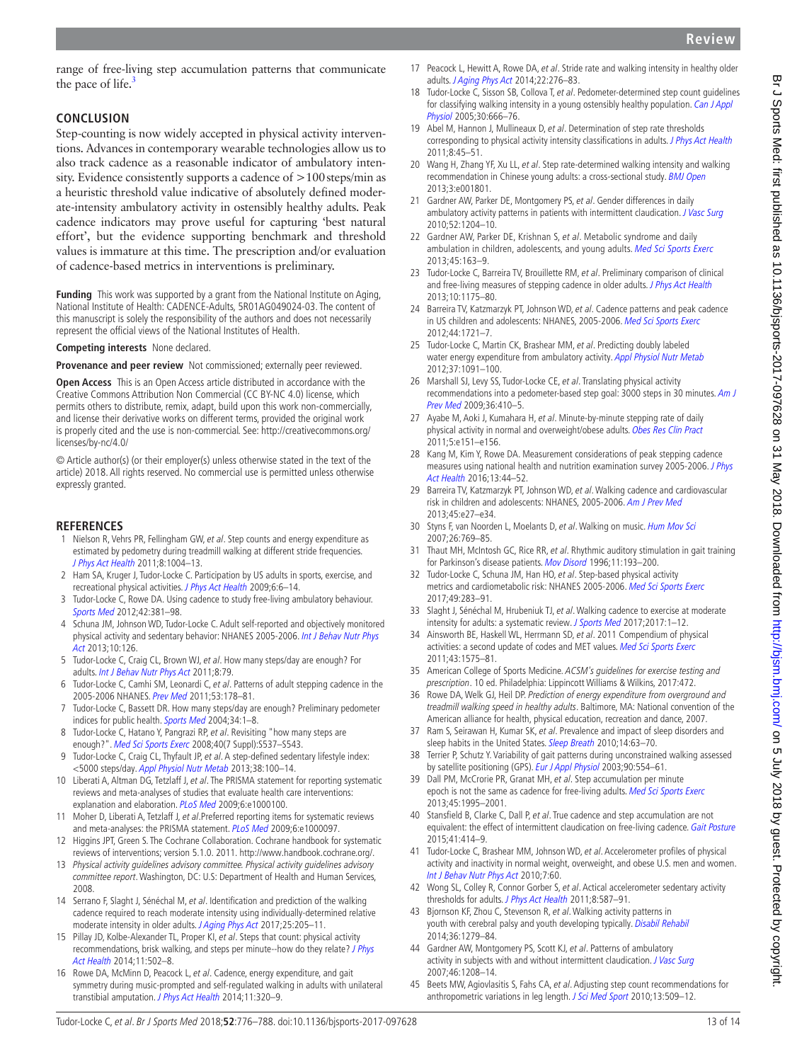range of free-living step accumulation patterns that communicate the pace of life.[3]

## CONCLUSION

Step-counting is now widely accepted in physical activity interventions. Advances in contemporary wearable technologies allow us to also track cadence as a reasonable indicator of ambulatory intensity. Evidence consistently supports a cadence of >100 steps/min as a heuristic threshold value indicative of absolutely defined moderate-intensity ambulatory activity in ostensibly healthy adults. Peak cadence indicators may prove useful for capturing 'best natural effort', but the evidence supporting benchmark and threshold values is immature at this time. The prescription and/or evaluation of cadence-based metrics in interventions is preliminary.

**Funding** This work was supported by a grant from the National Institute on Aging, National Institute of Health: CADENCE-Adults, 5R01AG049024-03. The content of this manuscript is solely the responsibility of the authors and does not necessarily represent the official views of the National Institutes of Health.

**Competing interests** None declared.

**Provenance and peer review** Not commissioned; externally peer reviewed.

**Open Access** This is an Open Access article distributed in accordance with the Creative Commons Attribution Non Commercial (CC BY-NC 4.0) license, which permits others to distribute, remix, adapt, build upon this work non-commercially, and license their derivative works on different terms, provided the original work is properly cited and the use is non-commercial. See: http://creativecommons.org/licenses/by-nc/4.0/

© Article author(s) (or their employer(s) unless otherwise stated in the text of the article) 2018. All rights reserved. No commercial use is permitted unless otherwise expressly granted.

## REFERENCES

1. Nielson R, Vehrs PR, Fellingham GW, *et al*. Step counts and energy expenditure as estimated by pedometry during treadmill walking at different stride frequencies. *J Phys Act Health* 2011;8:1004–13.
2. Ham SA, Kruger J, Tudor-Locke C. Participation by US adults in sports, exercise, and recreational physical activities. *J Phys Act Health* 2009;6:6–14.
3. Tudor-Locke C, Rowe DA. Using cadence to study free-living ambulatory behaviour. *Sports Med* 2012;42:381–98.
4. Schuna JM, Johnson WD, Tudor-Locke C. Adult self-reported and objectively monitored physical activity and sedentary behavior: NHANES 2005-2006. *Int J Behav Nutr Phys Act* 2013;10:126.
5. Tudor-Locke C, Craig CL, Brown WJ, *et al*. How many steps/day are enough? For adults. *Int J Behav Nutr Phys Act* 2011;8:79.
6. Tudor-Locke C, Camhi SM, Leonardi C, *et al*. Patterns of adult stepping cadence in the 2005-2006 NHANES. *Prev Med* 2011;53:178–81.
7. Tudor-Locke C, Bassett DR. How many steps/day are enough? Preliminary pedometer indices for public health. *Sports Med* 2004;34:1–8.
8. Tudor-Locke C, Hatano Y, Pangrazi RP, *et al*. Revisiting "how many steps are enough?". *Med Sci Sports Exerc* 2008;40(7 Suppl):S537–S543.
9. Tudor-Locke C, Craig CL, Thyfault JP, *et al*. A step-defined sedentary lifestyle index: <5000 steps/day. *Appl Physiol Nutr Metab* 2013;38:100–14.
10. Liberati A, Altman DG, Tetzlaff J, *et al*. The PRISMA statement for reporting systematic reviews and meta-analyses of studies that evaluate health care interventions: explanation and elaboration. *PLoS Med* 2009;6:e1000100.
11. Moher D, Liberati A, Tetzlaff J, *et al*.Preferred reporting items for systematic reviews and meta-analyses: the PRISMA statement. *PLoS Med* 2009;6:e1000097.
12. Higgins JPT, Green S. The Cochrane Collaboration. Cochrane handbook for systematic reviews of interventions; version 5.1.0. 2011. http://www.handbook.cochrane.org/.
13. *Physical activity guidelines advisory committee. Physical activity guidelines advisory committee report*. Washington, DC: U.S: Department of Health and Human Services, 2008.
14. Serrano F, Slaght J, Sénéchal M, *et al*. Identification and prediction of the walking cadence required to reach moderate intensity using individually-determined relative moderate intensity in older adults. *J Aging Phys Act* 2017;25:205–11.
15. Pillay JD, Kolbe-Alexander TL, Proper KI, *et al*. Steps that count: physical activity recommendations, brisk walking, and steps per minute--how do they relate? *J Phys Act Health* 2014;11:502–8.
16. Rowe DA, McMinn D, Peacock L, *et al*. Cadence, energy expenditure, and gait symmetry during music-prompted and self-regulated walking in adults with unilateral transtibial amputation. *J Phys Act Health* 2014;11:320–9.
17. Peacock L, Hewitt A, Rowe DA, *et al*. Stride rate and walking intensity in healthy older adults. *J Aging Phys Act* 2014;22:276–83.
18. Tudor-Locke C, Sisson SB, Collova T, *et al*. Pedometer-determined step count guidelines for classifying walking intensity in a young ostensibly healthy population. *Can J Appl Physiol* 2005;30:666–76.
19. Abel M, Hannon J, Mullineaux D, *et al*. Determination of step rate thresholds corresponding to physical activity intensity classifications in adults. *J Phys Act Health* 2011;8:45–51.
20. Wang H, Zhang YF, Xu LL, *et al*. Step rate-determined walking intensity and walking recommendation in Chinese young adults: a cross-sectional study. *BMJ Open* 2013;3:e001801.
21. Gardner AW, Parker DE, Montgomery PS, *et al*. Gender differences in daily ambulatory activity patterns in patients with intermittent claudication. *J Vasc Surg* 2010;52:1204–10.
22. Gardner AW, Parker DE, Krishnan S, *et al*. Metabolic syndrome and daily ambulation in children, adolescents, and young adults. *Med Sci Sports Exerc* 2013;45:163–9.
23. Tudor-Locke C, Barreira TV, Brouillette RM, *et al*. Preliminary comparison of clinical and free-living measures of stepping cadence in older adults. *J Phys Act Health* 2013;10:1175–80.
24. Barreira TV, Katzmarzyk PT, Johnson WD, *et al*. Cadence patterns and peak cadence in US children and adolescents: NHANES, 2005-2006. *Med Sci Sports Exerc* 2012;44:1721–7.
25. Tudor-Locke C, Martin CK, Brashear MM, *et al*. Predicting doubly labeled water energy expenditure from ambulatory activity. *Appl Physiol Nutr Metab* 2012;37:1091–100.
26. Marshall SJ, Levy SS, Tudor-Locke CE, *et al*. Translating physical activity recommendations into a pedometer-based step goal: 3000 steps in 30 minutes. *Am J Prev Med* 2009;36:410–5.
27. Ayabe M, Aoki J, Kumahara H, *et al*. Minute-by-minute stepping rate of daily physical activity in normal and overweight/obese adults. *Obes Res Clin Pract* 2011;5:e151–e156.
28. Kang M, Kim Y, Rowe DA. Measurement considerations of peak stepping cadence measures using national health and nutrition examination survey 2005-2006. *J Phys Act Health* 2016;13:44–52.
29. Barreira TV, Katzmarzyk PT, Johnson WD, *et al*. Walking cadence and cardiovascular risk in children and adolescents: NHANES, 2005-2006. *Am J Prev Med* 2013;45:e27–e34.
30. Styns F, van Noorden L, Moelants D, *et al*. Walking on music. *Hum Mov Sci* 2007;26:769–85.
31. Thaut MH, McIntosh GC, Rice RR, *et al*. Rhythmic auditory stimulation in gait training for Parkinson's disease patients. *Mov Disord* 1996;11:193–200.
32. Tudor-Locke C, Schuna JM, Han HO, *et al*. Step-based physical activity metrics and cardiometabolic risk: NHANES 2005-2006. *Med Sci Sports Exerc* 2017;49:283–91.
33. Slaght J, Sénéchal M, Hrubeniuk TJ, *et al*. Walking cadence to exercise at moderate intensity for adults: a systematic review. *J Sports Med* 2017;2017:1–12.
34. Ainsworth BE, Haskell WL, Herrmann SD, *et al*. 2011 Compendium of physical activities: a second update of codes and MET values. *Med Sci Sports Exerc* 2011;43:1575–81.
35. American College of Sports Medicine. *ACSM's guidelines for exercise testing and prescription*. 10 ed. Philadelphia: Lippincott Williams & Wilkins, 2017:472.
36. Rowe DA, Welk GJ, Heil DP. *Prediction of energy expenditure from overground and treadmill walking speed in healthy adults*. Baltimore, MA: National convention of the American alliance for health, physical education, recreation and dance, 2007.
37. Ram S, Seirawan H, Kumar SK, *et al*. Prevalence and impact of sleep disorders and sleep habits in the United States. *Sleep Breath* 2010;14:63–70.
38. Terrier P, Schutz Y. Variability of gait patterns during unconstrained walking assessed by satellite positioning (GPS). *Eur J Appl Physiol* 2003;90:554–61.
39. Dall PM, McCrorie PR, Granat MH, *et al*. Step accumulation per minute epoch is not the same as cadence for free-living adults. *Med Sci Sports Exerc* 2013;45:1995–2001.
40. Stansfield B, Clarke C, Dall P, *et al*. True cadence and step accumulation are not equivalent: the effect of intermittent claudication on free-living cadence. *Gait Posture* 2015;41:414–9.
41. Tudor-Locke C, Brashear MM, Johnson WD, *et al*. Accelerometer profiles of physical activity and inactivity in normal weight, overweight, and obese U.S. men and women. *Int J Behav Nutr Phys Act* 2010;7:60.
42. Wong SL, Colley R, Connor Gorber S, *et al*. Actical accelerometer sedentary activity thresholds for adults. *J Phys Act Health* 2011;8:587–91.
43. Bjornson KF, Zhou C, Stevenson R, *et al*. Walking activity patterns in youth with cerebral palsy and youth developing typically. *Disabil Rehabil* 2014;36:1279–84.
44. Gardner AW, Montgomery PS, Scott KJ, *et al*. Patterns of ambulatory activity in subjects with and without intermittent claudication. *J Vasc Surg* 2007;46:1208–14.
45. Beets MW, Agiovlasitis S, Fahs CA, *et al*. Adjusting step count recommendations for anthropometric variations in leg length. *J Sci Med Sport* 2010;13:509–12.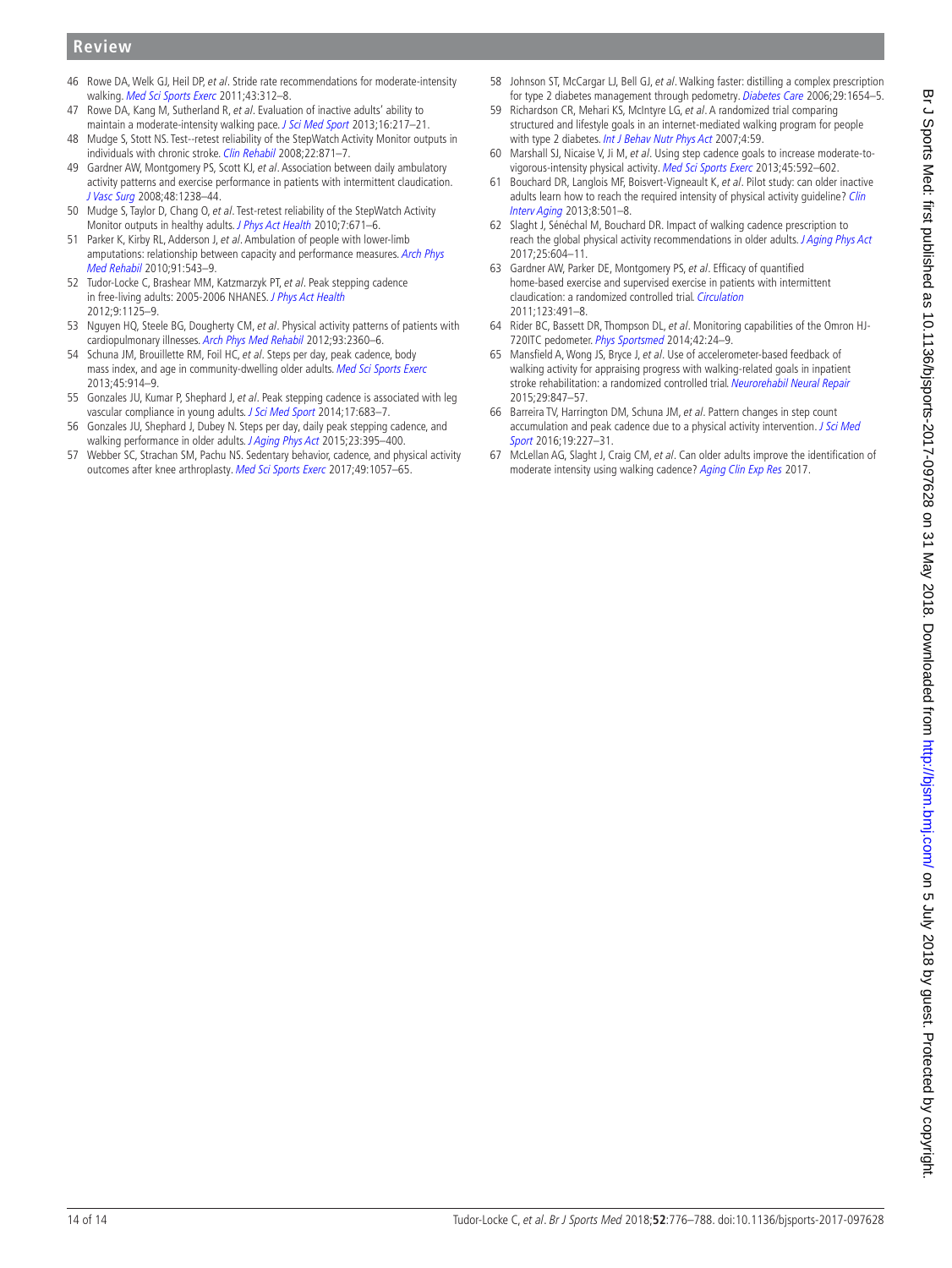46 Rowe DA, Welk GJ, Heil DP, *et al*. Stride rate recommendations for moderate-intensity walking. *Med Sci Sports Exerc* 2011;43:312–8.

47 Rowe DA, Kang M, Sutherland R, *et al*. Evaluation of inactive adults' ability to maintain a moderate-intensity walking pace. *J Sci Med Sport* 2013;16:217–21.

48 Mudge S, Stott NS. Test--retest reliability of the StepWatch Activity Monitor outputs in individuals with chronic stroke. *Clin Rehabil* 2008;22:871–7.

49 Gardner AW, Montgomery PS, Scott KJ, *et al*. Association between daily ambulatory activity patterns and exercise performance in patients with intermittent claudication. *J Vasc Surg* 2008;48:1238–44.

50 Mudge S, Taylor D, Chang O, *et al*. Test-retest reliability of the StepWatch Activity Monitor outputs in healthy adults. *J Phys Act Health* 2010;7:671–6.

51 Parker K, Kirby RL, Adderson J, *et al*. Ambulation of people with lower-limb amputations: relationship between capacity and performance measures. *Arch Phys Med Rehabil* 2010;91:543–9.

52 Tudor-Locke C, Brashear MM, Katzmarzyk PT, *et al*. Peak stepping cadence in free-living adults: 2005-2006 NHANES. *J Phys Act Health* 2012;9:1125–9.

53 Nguyen HQ, Steele BG, Dougherty CM, *et al*. Physical activity patterns of patients with cardiopulmonary illnesses. *Arch Phys Med Rehabil* 2012;93:2360–6.

54 Schuna JM, Brouillette RM, Foil HC, *et al*. Steps per day, peak cadence, body mass index, and age in community-dwelling older adults. *Med Sci Sports Exerc* 2013;45:914–9.

55 Gonzales JU, Kumar P, Shephard J, *et al*. Peak stepping cadence is associated with leg vascular compliance in young adults. *J Sci Med Sport* 2014;17:683–7.

56 Gonzales JU, Shephard J, Dubey N. Steps per day, daily peak stepping cadence, and walking performance in older adults. *J Aging Phys Act* 2015;23:395–400.

57 Webber SC, Strachan SM, Pachu NS. Sedentary behavior, cadence, and physical activity outcomes after knee arthroplasty. *Med Sci Sports Exerc* 2017;49:1057–65.

58 Johnson ST, McCargar LJ, Bell GJ, *et al*. Walking faster: distilling a complex prescription for type 2 diabetes management through pedometry. *Diabetes Care* 2006;29:1654–5.

59 Richardson CR, Mehari KS, McIntyre LG, *et al*. A randomized trial comparing structured and lifestyle goals in an internet-mediated walking program for people with type 2 diabetes. *Int J Behav Nutr Phys Act* 2007;4:59.

60 Marshall SJ, Nicaise V, Ji M, *et al*. Using step cadence goals to increase moderate-to-vigorous-intensity physical activity. *Med Sci Sports Exerc* 2013;45:592–602.

61 Bouchard DR, Langlois MF, Boisvert-Vigneault K, *et al*. Pilot study: can older inactive adults learn how to reach the required intensity of physical activity guideline? *Clin Interv Aging* 2013;8:501–8.

62 Slaght J, Sénéchal M, Bouchard DR. Impact of walking cadence prescription to reach the global physical activity recommendations in older adults. *J Aging Phys Act* 2017;25:604–11.

63 Gardner AW, Parker DE, Montgomery PS, *et al*. Efficacy of quantified home-based exercise and supervised exercise in patients with intermittent claudication: a randomized controlled trial. *Circulation* 2011;123:491–8.

64 Rider BC, Bassett DR, Thompson DL, *et al*. Monitoring capabilities of the Omron HJ-720ITC pedometer. *Phys Sportsmed* 2014;42:24–9.

65 Mansfield A, Wong JS, Bryce J, *et al*. Use of accelerometer-based feedback of walking activity for appraising progress with walking-related goals in inpatient stroke rehabilitation: a randomized controlled trial. *Neurorehabil Neural Repair* 2015;29:847–57.

66 Barreira TV, Harrington DM, Schuna JM, *et al*. Pattern changes in step count accumulation and peak cadence due to a physical activity intervention. *J Sci Med Sport* 2016;19:227–31.

67 McLellan AG, Slaght J, Craig CM, *et al*. Can older adults improve the identification of moderate intensity using walking cadence? *Aging Clin Exp Res* 2017.